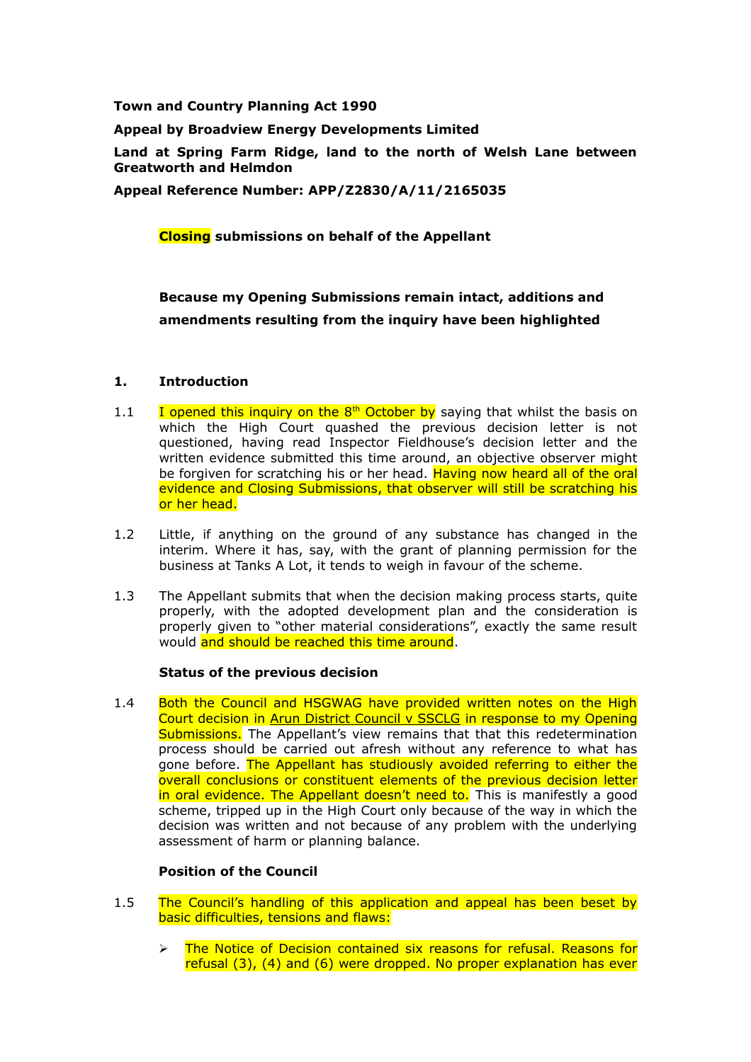**Town and Country Planning Act 1990**

**Appeal by Broadview Energy Developments Limited**

**Land at Spring Farm Ridge, land to the north of Welsh Lane between Greatworth and Helmdon**

**Appeal Reference Number: APP/Z2830/A/11/2165035**

**Closing submissions on behalf of the Appellant**

**Because my Opening Submissions remain intact, additions and amendments resulting from the inquiry have been highlighted**

## 1. Introduction

1.1 I opened this inquiry on the 8th October by saying that whilst the basis on which the High Court quashed the previous decision letter is not questioned, having read Inspector Fieldhouse's decision letter and the written evidence submitted this time around, an objective observer might be forgiven for scratching his or her head. Having now heard all of the oral evidence and Closing Submissions, that observer will still be scratching his or her head.

1.2 Little, if anything on the ground of any substance has changed in the interim. Where it has, say, with the grant of planning permission for the business at Tanks A Lot, it tends to weigh in favour of the scheme.

1.3 The Appellant submits that when the decision making process starts, quite properly, with the adopted development plan and the consideration is properly given to "other material considerations", exactly the same result would and should be reached this time around.

**Status of the previous decision**

1.4 Both the Council and HSGWAG have provided written notes on the High Court decision in Arun District Council v SSCLG in response to my Opening Submissions. The Appellant's view remains that that this redetermination process should be carried out afresh without any reference to what has gone before. The Appellant has studiously avoided referring to either the overall conclusions or constituent elements of the previous decision letter in oral evidence. The Appellant doesn't need to. This is manifestly a good scheme, tripped up in the High Court only because of the way in which the decision was written and not because of any problem with the underlying assessment of harm or planning balance.

**Position of the Council**

1.5 The Council's handling of this application and appeal has been beset by basic difficulties, tensions and flaws:

- The Notice of Decision contained six reasons for refusal. Reasons for refusal (3), (4) and (6) were dropped. No proper explanation has ever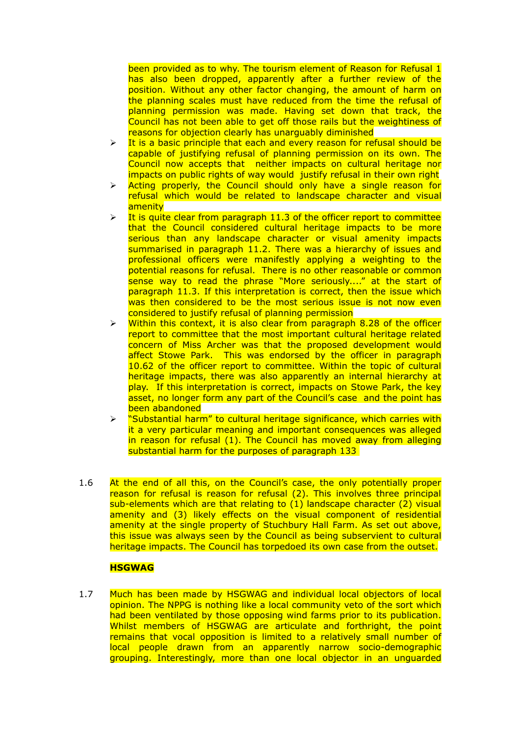been provided as to why. The tourism element of Reason for Refusal 1 has also been dropped, apparently after a further review of the position. Without any other factor changing, the amount of harm on the planning scales must have reduced from the time the refusal of planning permission was made. Having set down that track, the Council has not been able to get off those rails but the weightiness of reasons for objection clearly has unarguably diminished

- It is a basic principle that each and every reason for refusal should be capable of justifying refusal of planning permission on its own. The Council now accepts that neither impacts on cultural heritage nor impacts on public rights of way would justify refusal in their own right
- Acting properly, the Council should only have a single reason for refusal which would be related to landscape character and visual amenity
- It is quite clear from paragraph 11.3 of the officer report to committee that the Council considered cultural heritage impacts to be more serious than any landscape character or visual amenity impacts summarised in paragraph 11.2. There was a hierarchy of issues and professional officers were manifestly applying a weighting to the potential reasons for refusal. There is no other reasonable or common sense way to read the phrase "More seriously...." at the start of paragraph 11.3. If this interpretation is correct, then the issue which was then considered to be the most serious issue is not now even considered to justify refusal of planning permission
- Within this context, it is also clear from paragraph 8.28 of the officer report to committee that the most important cultural heritage related concern of Miss Archer was that the proposed development would affect Stowe Park. This was endorsed by the officer in paragraph 10.62 of the officer report to committee. Within the topic of cultural heritage impacts, there was also apparently an internal hierarchy at play. If this interpretation is correct, impacts on Stowe Park, the key asset, no longer form any part of the Council's case and the point has been abandoned
- "Substantial harm" to cultural heritage significance, which carries with it a very particular meaning and important consequences was alleged in reason for refusal (1). The Council has moved away from alleging substantial harm for the purposes of paragraph 133

1.6 At the end of all this, on the Council's case, the only potentially proper reason for refusal is reason for refusal (2). This involves three principal sub-elements which are that relating to (1) landscape character (2) visual amenity and (3) likely effects on the visual component of residential amenity at the single property of Stuchbury Hall Farm. As set out above, this issue was always seen by the Council as being subservient to cultural heritage impacts. The Council has torpedoed its own case from the outset.

**HSGWAG**

1.7 Much has been made by HSGWAG and individual local objectors of local opinion. The NPPG is nothing like a local community veto of the sort which had been ventilated by those opposing wind farms prior to its publication. Whilst members of HSGWAG are articulate and forthright, the point remains that vocal opposition is limited to a relatively small number of local people drawn from an apparently narrow socio-demographic grouping. Interestingly, more than one local objector in an unguarded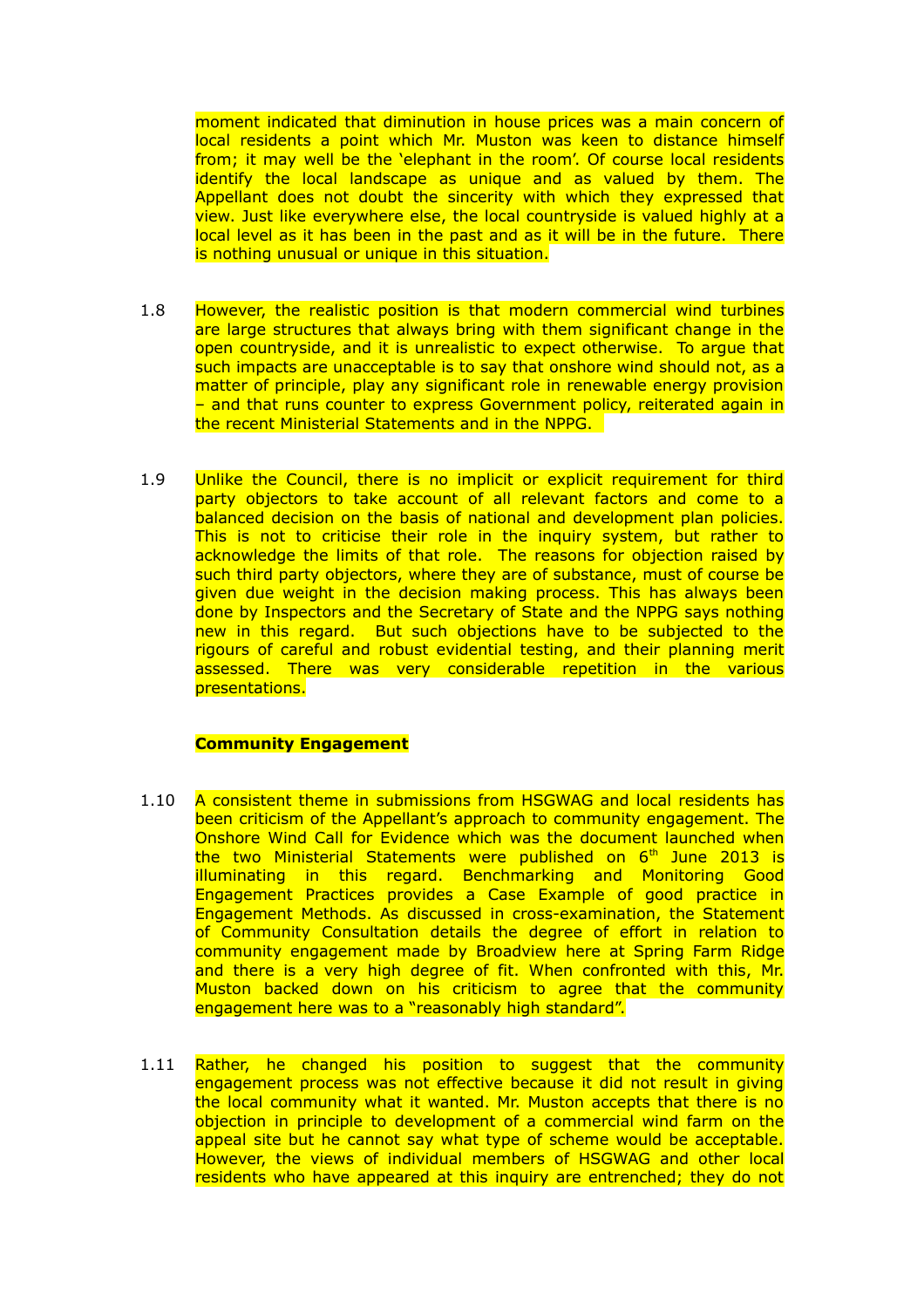moment indicated that diminution in house prices was a main concern of local residents a point which Mr. Muston was keen to distance himself from; it may well be the 'elephant in the room'. Of course local residents identify the local landscape as unique and as valued by them. The Appellant does not doubt the sincerity with which they expressed that view. Just like everywhere else, the local countryside is valued highly at a local level as it has been in the past and as it will be in the future. There is nothing unusual or unique in this situation.

1.8 However, the realistic position is that modern commercial wind turbines are large structures that always bring with them significant change in the open countryside, and it is unrealistic to expect otherwise. To argue that such impacts are unacceptable is to say that onshore wind should not, as a matter of principle, play any significant role in renewable energy provision – and that runs counter to express Government policy, reiterated again in the recent Ministerial Statements and in the NPPG.

1.9 Unlike the Council, there is no implicit or explicit requirement for third party objectors to take account of all relevant factors and come to a balanced decision on the basis of national and development plan policies. This is not to criticise their role in the inquiry system, but rather to acknowledge the limits of that role. The reasons for objection raised by such third party objectors, where they are of substance, must of course be given due weight in the decision making process. This has always been done by Inspectors and the Secretary of State and the NPPG says nothing new in this regard. But such objections have to be subjected to the rigours of careful and robust evidential testing, and their planning merit assessed. There was very considerable repetition in the various presentations.

**Community Engagement**

1.10 A consistent theme in submissions from HSGWAG and local residents has been criticism of the Appellant's approach to community engagement. The Onshore Wind Call for Evidence which was the document launched when the two Ministerial Statements were published on 6th June 2013 is illuminating in this regard. Benchmarking and Monitoring Good Engagement Practices provides a Case Example of good practice in Engagement Methods. As discussed in cross-examination, the Statement of Community Consultation details the degree of effort in relation to community engagement made by Broadview here at Spring Farm Ridge and there is a very high degree of fit. When confronted with this, Mr. Muston backed down on his criticism to agree that the community engagement here was to a "reasonably high standard".

1.11 Rather, he changed his position to suggest that the community engagement process was not effective because it did not result in giving the local community what it wanted. Mr. Muston accepts that there is no objection in principle to development of a commercial wind farm on the appeal site but he cannot say what type of scheme would be acceptable. However, the views of individual members of HSGWAG and other local residents who have appeared at this inquiry are entrenched; they do not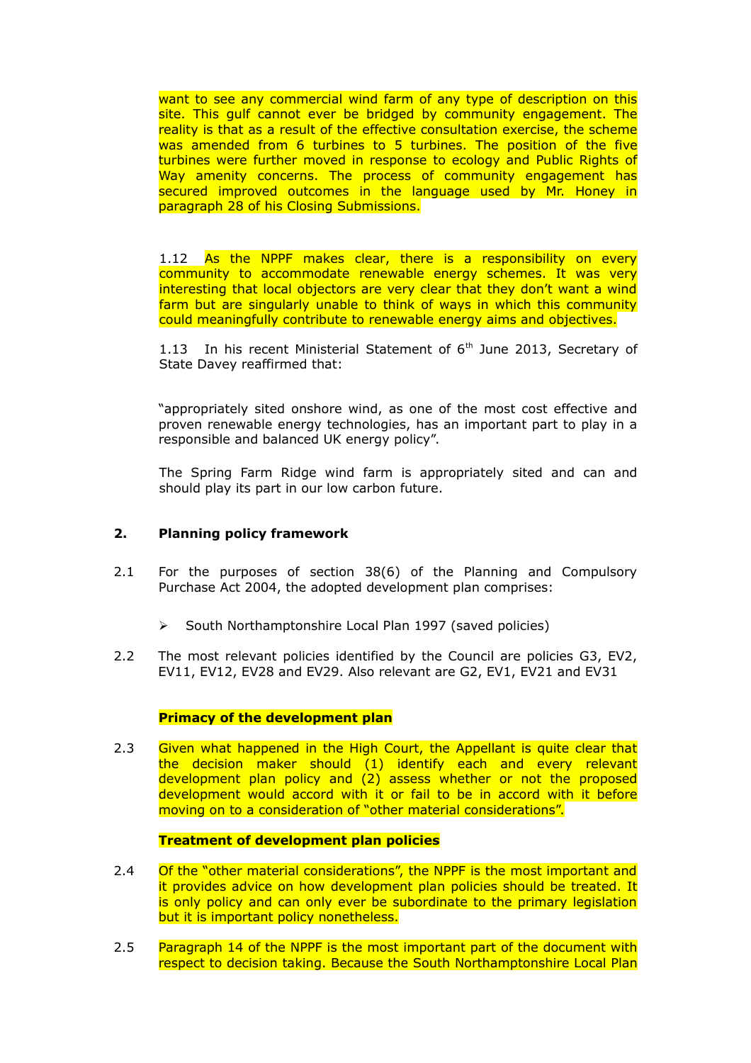want to see any commercial wind farm of any type of description on this site. This gulf cannot ever be bridged by community engagement. The reality is that as a result of the effective consultation exercise, the scheme was amended from 6 turbines to 5 turbines. The position of the five turbines were further moved in response to ecology and Public Rights of Way amenity concerns. The process of community engagement has secured improved outcomes in the language used by Mr. Honey in paragraph 28 of his Closing Submissions.

1.12 As the NPPF makes clear, there is a responsibility on every community to accommodate renewable energy schemes. It was very interesting that local objectors are very clear that they don't want a wind farm but are singularly unable to think of ways in which this community could meaningfully contribute to renewable energy aims and objectives.

1.13 In his recent Ministerial Statement of 6th June 2013, Secretary of State Davey reaffirmed that:

"appropriately sited onshore wind, as one of the most cost effective and proven renewable energy technologies, has an important part to play in a responsible and balanced UK energy policy".

The Spring Farm Ridge wind farm is appropriately sited and can and should play its part in our low carbon future.

## 2. Planning policy framework

2.1 For the purposes of section 38(6) of the Planning and Compulsory Purchase Act 2004, the adopted development plan comprises:

- South Northamptonshire Local Plan 1997 (saved policies)

2.2 The most relevant policies identified by the Council are policies G3, EV2, EV11, EV12, EV28 and EV29. Also relevant are G2, EV1, EV21 and EV31

**Primacy of the development plan**

2.3 Given what happened in the High Court, the Appellant is quite clear that the decision maker should (1) identify each and every relevant development plan policy and (2) assess whether or not the proposed development would accord with it or fail to be in accord with it before moving on to a consideration of "other material considerations".

**Treatment of development plan policies**

2.4 Of the "other material considerations", the NPPF is the most important and it provides advice on how development plan policies should be treated. It is only policy and can only ever be subordinate to the primary legislation but it is important policy nonetheless.

2.5 Paragraph 14 of the NPPF is the most important part of the document with respect to decision taking. Because the South Northamptonshire Local Plan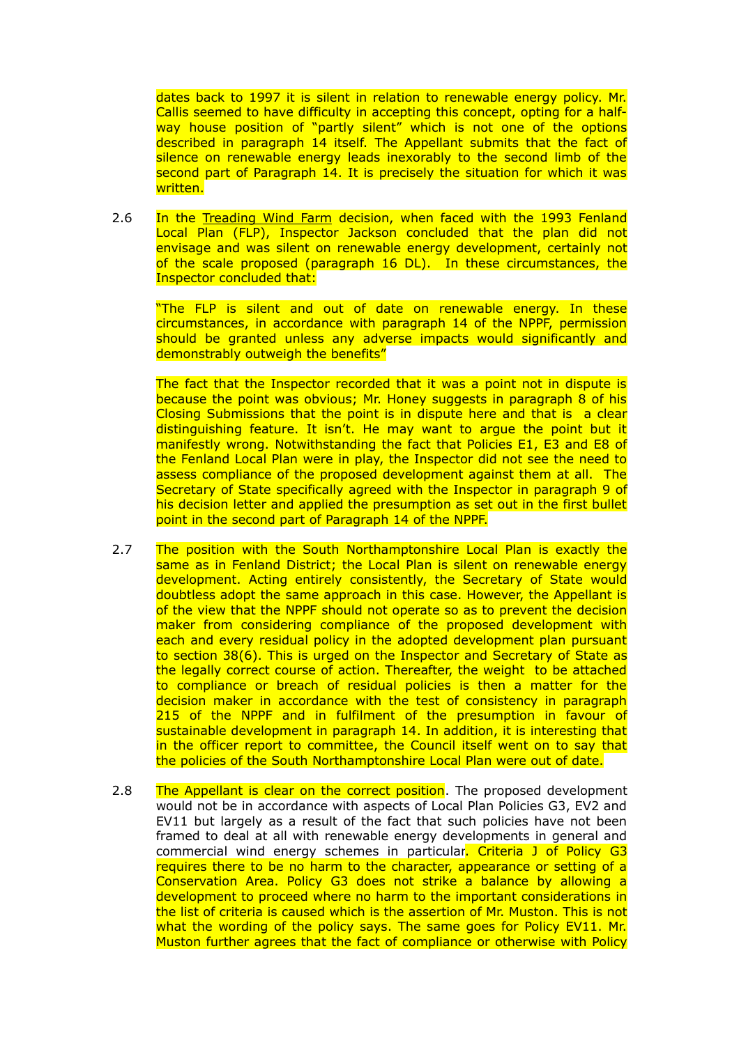dates back to 1997 it is silent in relation to renewable energy policy. Mr. Callis seemed to have difficulty in accepting this concept, opting for a half-way house position of "partly silent" which is not one of the options described in paragraph 14 itself. The Appellant submits that the fact of silence on renewable energy leads inexorably to the second limb of the second part of Paragraph 14. It is precisely the situation for which it was written.

2.6 In the Treading Wind Farm decision, when faced with the 1993 Fenland Local Plan (FLP), Inspector Jackson concluded that the plan did not envisage and was silent on renewable energy development, certainly not of the scale proposed (paragraph 16 DL). In these circumstances, the Inspector concluded that:

"The FLP is silent and out of date on renewable energy. In these circumstances, in accordance with paragraph 14 of the NPPF, permission should be granted unless any adverse impacts would significantly and demonstrably outweigh the benefits"

The fact that the Inspector recorded that it was a point not in dispute is because the point was obvious; Mr. Honey suggests in paragraph 8 of his Closing Submissions that the point is in dispute here and that is a clear distinguishing feature. It isn't. He may want to argue the point but it manifestly wrong. Notwithstanding the fact that Policies E1, E3 and E8 of the Fenland Local Plan were in play, the Inspector did not see the need to assess compliance of the proposed development against them at all. The Secretary of State specifically agreed with the Inspector in paragraph 9 of his decision letter and applied the presumption as set out in the first bullet point in the second part of Paragraph 14 of the NPPF.

2.7 The position with the South Northamptonshire Local Plan is exactly the same as in Fenland District; the Local Plan is silent on renewable energy development. Acting entirely consistently, the Secretary of State would doubtless adopt the same approach in this case. However, the Appellant is of the view that the NPPF should not operate so as to prevent the decision maker from considering compliance of the proposed development with each and every residual policy in the adopted development plan pursuant to section 38(6). This is urged on the Inspector and Secretary of State as the legally correct course of action. Thereafter, the weight to be attached to compliance or breach of residual policies is then a matter for the decision maker in accordance with the test of consistency in paragraph 215 of the NPPF and in fulfilment of the presumption in favour of sustainable development in paragraph 14. In addition, it is interesting that in the officer report to committee, the Council itself went on to say that the policies of the South Northamptonshire Local Plan were out of date.

2.8 The Appellant is clear on the correct position. The proposed development would not be in accordance with aspects of Local Plan Policies G3, EV2 and EV11 but largely as a result of the fact that such policies have not been framed to deal at all with renewable energy developments in general and commercial wind energy schemes in particular. Criteria J of Policy G3 requires there to be no harm to the character, appearance or setting of a Conservation Area. Policy G3 does not strike a balance by allowing a development to proceed where no harm to the important considerations in the list of criteria is caused which is the assertion of Mr. Muston. This is not what the wording of the policy says. The same goes for Policy EV11. Mr. Muston further agrees that the fact of compliance or otherwise with Policy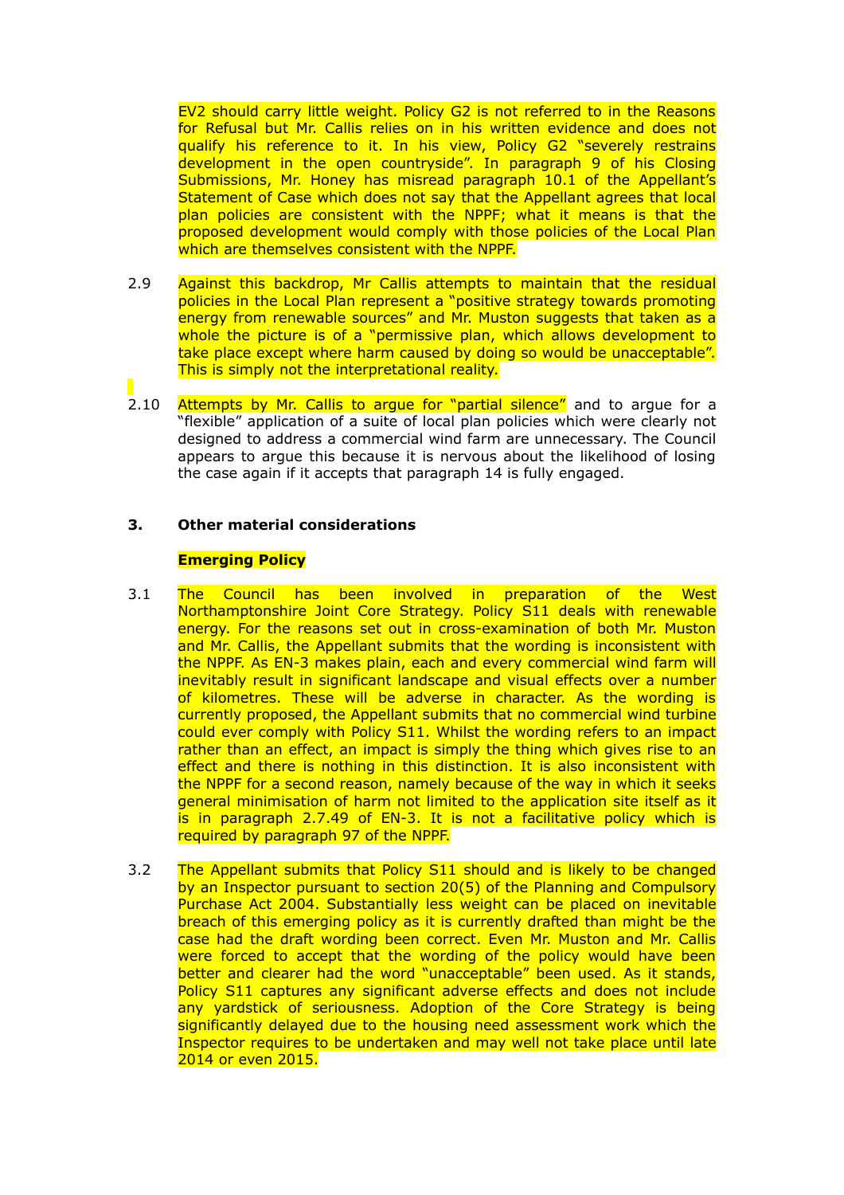EV2 should carry little weight. Policy G2 is not referred to in the Reasons for Refusal but Mr. Callis relies on in his written evidence and does not qualify his reference to it. In his view, Policy G2 "severely restrains development in the open countryside". In paragraph 9 of his Closing Submissions, Mr. Honey has misread paragraph 10.1 of the Appellant's Statement of Case which does not say that the Appellant agrees that local plan policies are consistent with the NPPF; what it means is that the proposed development would comply with those policies of the Local Plan which are themselves consistent with the NPPF.

2.9 Against this backdrop, Mr Callis attempts to maintain that the residual policies in the Local Plan represent a "positive strategy towards promoting energy from renewable sources" and Mr. Muston suggests that taken as a whole the picture is of a "permissive plan, which allows development to take place except where harm caused by doing so would be unacceptable". This is simply not the interpretational reality.

2.10 Attempts by Mr. Callis to argue for "partial silence" and to argue for a "flexible" application of a suite of local plan policies which were clearly not designed to address a commercial wind farm are unnecessary. The Council appears to argue this because it is nervous about the likelihood of losing the case again if it accepts that paragraph 14 is fully engaged.

## 3. Other material considerations

**Emerging Policy**

3.1 The Council has been involved in preparation of the West Northamptonshire Joint Core Strategy. Policy S11 deals with renewable energy. For the reasons set out in cross-examination of both Mr. Muston and Mr. Callis, the Appellant submits that the wording is inconsistent with the NPPF. As EN-3 makes plain, each and every commercial wind farm will inevitably result in significant landscape and visual effects over a number of kilometres. These will be adverse in character. As the wording is currently proposed, the Appellant submits that no commercial wind turbine could ever comply with Policy S11. Whilst the wording refers to an impact rather than an effect, an impact is simply the thing which gives rise to an effect and there is nothing in this distinction. It is also inconsistent with the NPPF for a second reason, namely because of the way in which it seeks general minimisation of harm not limited to the application site itself as it is in paragraph 2.7.49 of EN-3. It is not a facilitative policy which is required by paragraph 97 of the NPPF.

3.2 The Appellant submits that Policy S11 should and is likely to be changed by an Inspector pursuant to section 20(5) of the Planning and Compulsory Purchase Act 2004. Substantially less weight can be placed on inevitable breach of this emerging policy as it is currently drafted than might be the case had the draft wording been correct. Even Mr. Muston and Mr. Callis were forced to accept that the wording of the policy would have been better and clearer had the word "unacceptable" been used. As it stands, Policy S11 captures any significant adverse effects and does not include any yardstick of seriousness. Adoption of the Core Strategy is being significantly delayed due to the housing need assessment work which the Inspector requires to be undertaken and may well not take place until late 2014 or even 2015.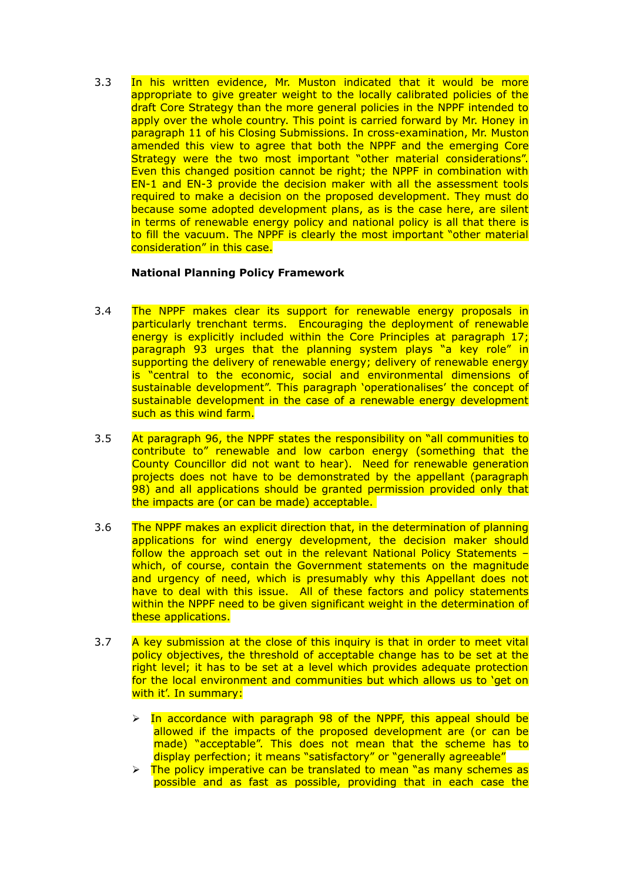3.3 In his written evidence, Mr. Muston indicated that it would be more appropriate to give greater weight to the locally calibrated policies of the draft Core Strategy than the more general policies in the NPPF intended to apply over the whole country. This point is carried forward by Mr. Honey in paragraph 11 of his Closing Submissions. In cross-examination, Mr. Muston amended this view to agree that both the NPPF and the emerging Core Strategy were the two most important "other material considerations". Even this changed position cannot be right; the NPPF in combination with EN-1 and EN-3 provide the decision maker with all the assessment tools required to make a decision on the proposed development. They must do because some adopted development plans, as is the case here, are silent in terms of renewable energy policy and national policy is all that there is to fill the vacuum. The NPPF is clearly the most important "other material consideration" in this case.

**National Planning Policy Framework**

3.4 The NPPF makes clear its support for renewable energy proposals in particularly trenchant terms. Encouraging the deployment of renewable energy is explicitly included within the Core Principles at paragraph 17; paragraph 93 urges that the planning system plays "a key role" in supporting the delivery of renewable energy; delivery of renewable energy is "central to the economic, social and environmental dimensions of sustainable development". This paragraph 'operationalises' the concept of sustainable development in the case of a renewable energy development such as this wind farm.

3.5 At paragraph 96, the NPPF states the responsibility on "all communities to contribute to" renewable and low carbon energy (something that the County Councillor did not want to hear). Need for renewable generation projects does not have to be demonstrated by the appellant (paragraph 98) and all applications should be granted permission provided only that the impacts are (or can be made) acceptable.

3.6 The NPPF makes an explicit direction that, in the determination of planning applications for wind energy development, the decision maker should follow the approach set out in the relevant National Policy Statements – which, of course, contain the Government statements on the magnitude and urgency of need, which is presumably why this Appellant does not have to deal with this issue. All of these factors and policy statements within the NPPF need to be given significant weight in the determination of these applications.

3.7 A key submission at the close of this inquiry is that in order to meet vital policy objectives, the threshold of acceptable change has to be set at the right level; it has to be set at a level which provides adequate protection for the local environment and communities but which allows us to 'get on with it'. In summary:

- In accordance with paragraph 98 of the NPPF, this appeal should be allowed if the impacts of the proposed development are (or can be made) "acceptable". This does not mean that the scheme has to display perfection; it means "satisfactory" or "generally agreeable"
- The policy imperative can be translated to mean "as many schemes as possible and as fast as possible, providing that in each case the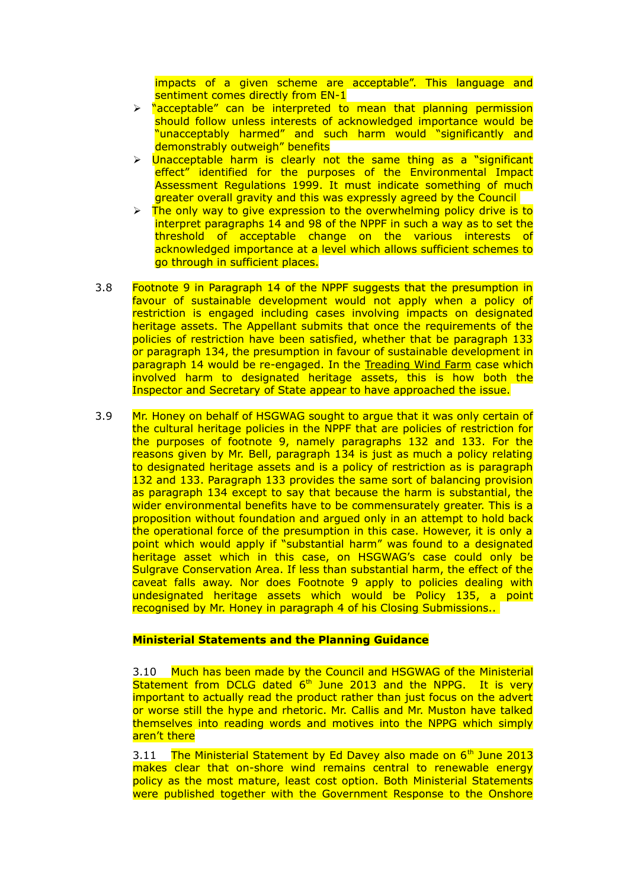impacts of a given scheme are acceptable". This language and sentiment comes directly from EN-1

- "acceptable" can be interpreted to mean that planning permission should follow unless interests of acknowledged importance would be "unacceptably harmed" and such harm would "significantly and demonstrably outweigh" benefits
- Unacceptable harm is clearly not the same thing as a "significant effect" identified for the purposes of the Environmental Impact Assessment Regulations 1999. It must indicate something of much greater overall gravity and this was expressly agreed by the Council
- The only way to give expression to the overwhelming policy drive is to interpret paragraphs 14 and 98 of the NPPF in such a way as to set the threshold of acceptable change on the various interests of acknowledged importance at a level which allows sufficient schemes to go through in sufficient places.

3.8 Footnote 9 in Paragraph 14 of the NPPF suggests that the presumption in favour of sustainable development would not apply when a policy of restriction is engaged including cases involving impacts on designated heritage assets. The Appellant submits that once the requirements of the policies of restriction have been satisfied, whether that be paragraph 133 or paragraph 134, the presumption in favour of sustainable development in paragraph 14 would be re-engaged. In the Treading Wind Farm case which involved harm to designated heritage assets, this is how both the Inspector and Secretary of State appear to have approached the issue.

3.9 Mr. Honey on behalf of HSGWAG sought to argue that it was only certain of the cultural heritage policies in the NPPF that are policies of restriction for the purposes of footnote 9, namely paragraphs 132 and 133. For the reasons given by Mr. Bell, paragraph 134 is just as much a policy relating to designated heritage assets and is a policy of restriction as is paragraph 132 and 133. Paragraph 133 provides the same sort of balancing provision as paragraph 134 except to say that because the harm is substantial, the wider environmental benefits have to be commensurately greater. This is a proposition without foundation and argued only in an attempt to hold back the operational force of the presumption in this case. However, it is only a point which would apply if "substantial harm" was found to a designated heritage asset which in this case, on HSGWAG's case could only be Sulgrave Conservation Area. If less than substantial harm, the effect of the caveat falls away. Nor does Footnote 9 apply to policies dealing with undesignated heritage assets which would be Policy 135, a point recognised by Mr. Honey in paragraph 4 of his Closing Submissions..

**Ministerial Statements and the Planning Guidance**

3.10 Much has been made by the Council and HSGWAG of the Ministerial Statement from DCLG dated 6th June 2013 and the NPPG. It is very important to actually read the product rather than just focus on the advert or worse still the hype and rhetoric. Mr. Callis and Mr. Muston have talked themselves into reading words and motives into the NPPG which simply aren't there

3.11 The Ministerial Statement by Ed Davey also made on 6th June 2013 makes clear that on-shore wind remains central to renewable energy policy as the most mature, least cost option. Both Ministerial Statements were published together with the Government Response to the Onshore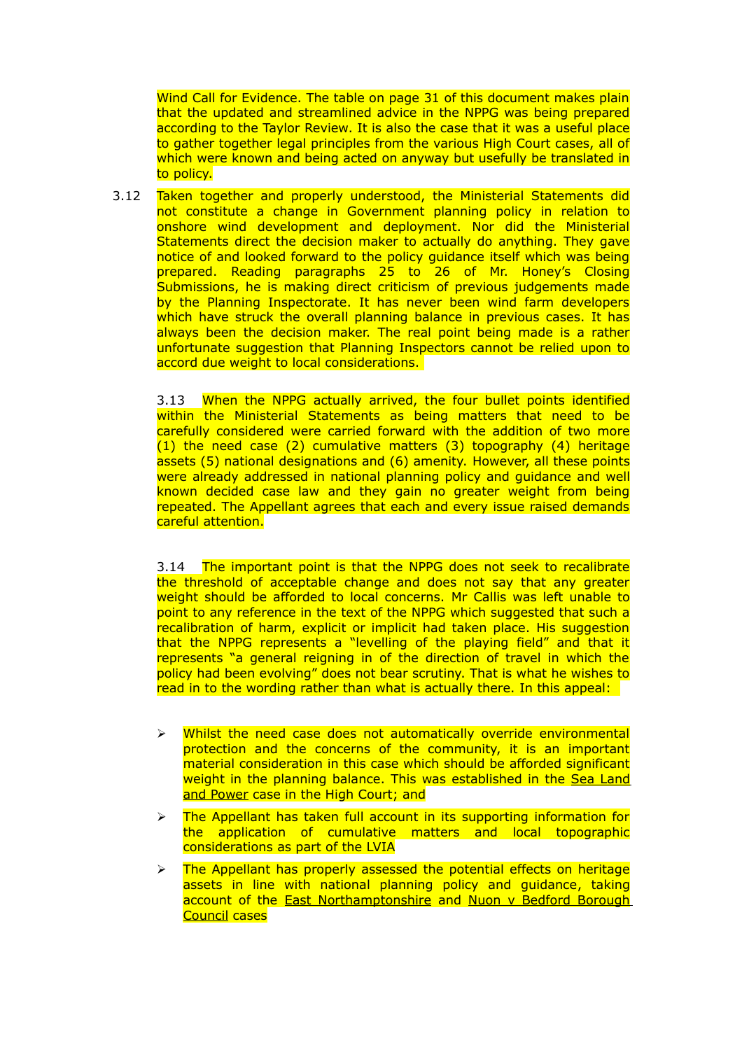Wind Call for Evidence. The table on page 31 of this document makes plain that the updated and streamlined advice in the NPPG was being prepared according to the Taylor Review. It is also the case that it was a useful place to gather together legal principles from the various High Court cases, all of which were known and being acted on anyway but usefully be translated in to policy.

3.12 Taken together and properly understood, the Ministerial Statements did not constitute a change in Government planning policy in relation to onshore wind development and deployment. Nor did the Ministerial Statements direct the decision maker to actually do anything. They gave notice of and looked forward to the policy guidance itself which was being prepared. Reading paragraphs 25 to 26 of Mr. Honey's Closing Submissions, he is making direct criticism of previous judgements made by the Planning Inspectorate. It has never been wind farm developers which have struck the overall planning balance in previous cases. It has always been the decision maker. The real point being made is a rather unfortunate suggestion that Planning Inspectors cannot be relied upon to accord due weight to local considerations.

3.13 When the NPPG actually arrived, the four bullet points identified within the Ministerial Statements as being matters that need to be carefully considered were carried forward with the addition of two more (1) the need case (2) cumulative matters (3) topography (4) heritage assets (5) national designations and (6) amenity. However, all these points were already addressed in national planning policy and guidance and well known decided case law and they gain no greater weight from being repeated. The Appellant agrees that each and every issue raised demands careful attention.

3.14 The important point is that the NPPG does not seek to recalibrate the threshold of acceptable change and does not say that any greater weight should be afforded to local concerns. Mr Callis was left unable to point to any reference in the text of the NPPG which suggested that such a recalibration of harm, explicit or implicit had taken place. His suggestion that the NPPG represents a "levelling of the playing field" and that it represents "a general reigning in of the direction of travel in which the policy had been evolving" does not bear scrutiny. That is what he wishes to read in to the wording rather than what is actually there. In this appeal:

- Whilst the need case does not automatically override environmental protection and the concerns of the community, it is an important material consideration in this case which should be afforded significant weight in the planning balance. This was established in the Sea Land and Power case in the High Court; and
- The Appellant has taken full account in its supporting information for the application of cumulative matters and local topographic considerations as part of the LVIA
- The Appellant has properly assessed the potential effects on heritage assets in line with national planning policy and guidance, taking account of the East Northamptonshire and Nuon v Bedford Borough Council cases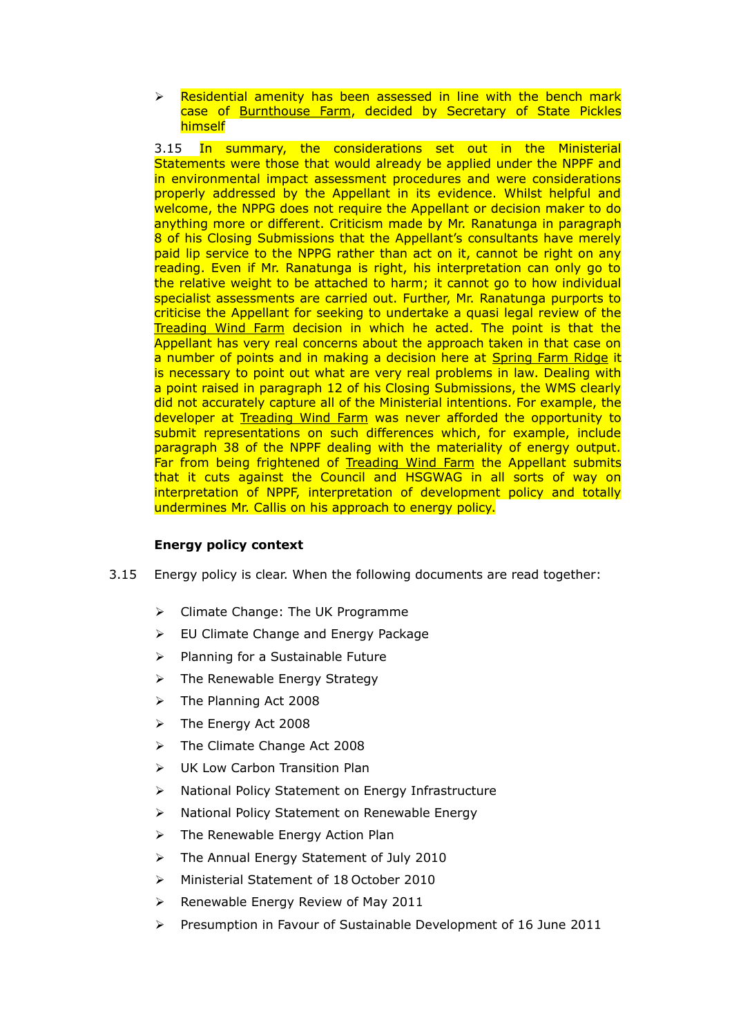- Residential amenity has been assessed in line with the bench mark case of Burnthouse Farm, decided by Secretary of State Pickles himself

3.15 In summary, the considerations set out in the Ministerial Statements were those that would already be applied under the NPPF and in environmental impact assessment procedures and were considerations properly addressed by the Appellant in its evidence. Whilst helpful and welcome, the NPPG does not require the Appellant or decision maker to do anything more or different. Criticism made by Mr. Ranatunga in paragraph 8 of his Closing Submissions that the Appellant's consultants have merely paid lip service to the NPPG rather than act on it, cannot be right on any reading. Even if Mr. Ranatunga is right, his interpretation can only go to the relative weight to be attached to harm; it cannot go to how individual specialist assessments are carried out. Further, Mr. Ranatunga purports to criticise the Appellant for seeking to undertake a quasi legal review of the Treading Wind Farm decision in which he acted. The point is that the Appellant has very real concerns about the approach taken in that case on a number of points and in making a decision here at Spring Farm Ridge it is necessary to point out what are very real problems in law. Dealing with a point raised in paragraph 12 of his Closing Submissions, the WMS clearly did not accurately capture all of the Ministerial intentions. For example, the developer at Treading Wind Farm was never afforded the opportunity to submit representations on such differences which, for example, include paragraph 38 of the NPPF dealing with the materiality of energy output. Far from being frightened of Treading Wind Farm the Appellant submits that it cuts against the Council and HSGWAG in all sorts of way on interpretation of NPPF, interpretation of development policy and totally undermines Mr. Callis on his approach to energy policy.

**Energy policy context**

3.15 Energy policy is clear. When the following documents are read together:

- Climate Change: The UK Programme
- EU Climate Change and Energy Package
- Planning for a Sustainable Future
- The Renewable Energy Strategy
- The Planning Act 2008
- The Energy Act 2008
- The Climate Change Act 2008
- UK Low Carbon Transition Plan
- National Policy Statement on Energy Infrastructure
- National Policy Statement on Renewable Energy
- The Renewable Energy Action Plan
- The Annual Energy Statement of July 2010
- Ministerial Statement of 18 October 2010
- Renewable Energy Review of May 2011
- Presumption in Favour of Sustainable Development of 16 June 2011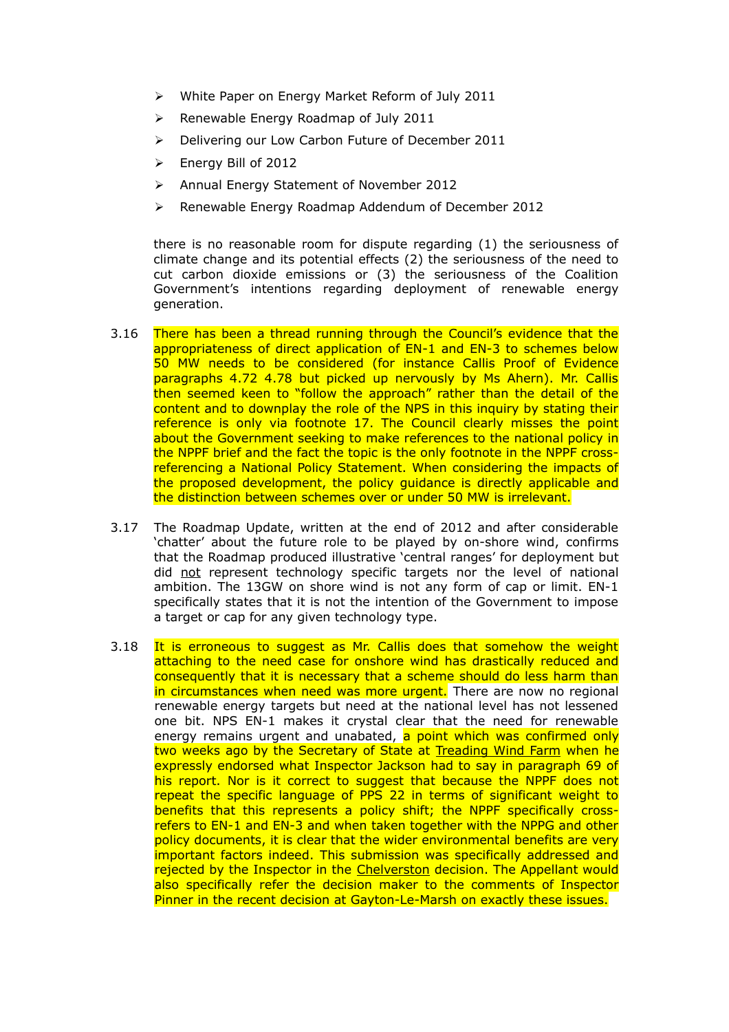- White Paper on Energy Market Reform of July 2011
- Renewable Energy Roadmap of July 2011
- Delivering our Low Carbon Future of December 2011
- Energy Bill of 2012
- Annual Energy Statement of November 2012
- Renewable Energy Roadmap Addendum of December 2012

there is no reasonable room for dispute regarding (1) the seriousness of climate change and its potential effects (2) the seriousness of the need to cut carbon dioxide emissions or (3) the seriousness of the Coalition Government's intentions regarding deployment of renewable energy generation.

3.16 There has been a thread running through the Council's evidence that the appropriateness of direct application of EN-1 and EN-3 to schemes below 50 MW needs to be considered (for instance Callis Proof of Evidence paragraphs 4.72 4.78 but picked up nervously by Ms Ahern). Mr. Callis then seemed keen to "follow the approach" rather than the detail of the content and to downplay the role of the NPS in this inquiry by stating their reference is only via footnote 17. The Council clearly misses the point about the Government seeking to make references to the national policy in the NPPF brief and the fact the topic is the only footnote in the NPPF cross-referencing a National Policy Statement. When considering the impacts of the proposed development, the policy guidance is directly applicable and the distinction between schemes over or under 50 MW is irrelevant.

3.17 The Roadmap Update, written at the end of 2012 and after considerable 'chatter' about the future role to be played by on-shore wind, confirms that the Roadmap produced illustrative 'central ranges' for deployment but did not represent technology specific targets nor the level of national ambition. The 13GW on shore wind is not any form of cap or limit. EN-1 specifically states that it is not the intention of the Government to impose a target or cap for any given technology type.

3.18 It is erroneous to suggest as Mr. Callis does that somehow the weight attaching to the need case for onshore wind has drastically reduced and consequently that it is necessary that a scheme should do less harm than in circumstances when need was more urgent. There are now no regional renewable energy targets but need at the national level has not lessened one bit. NPS EN-1 makes it crystal clear that the need for renewable energy remains urgent and unabated, a point which was confirmed only two weeks ago by the Secretary of State at Treading Wind Farm when he expressly endorsed what Inspector Jackson had to say in paragraph 69 of his report. Nor is it correct to suggest that because the NPPF does not repeat the specific language of PPS 22 in terms of significant weight to benefits that this represents a policy shift; the NPPF specifically cross-refers to EN-1 and EN-3 and when taken together with the NPPG and other policy documents, it is clear that the wider environmental benefits are very important factors indeed. This submission was specifically addressed and rejected by the Inspector in the Chelverston decision. The Appellant would also specifically refer the decision maker to the comments of Inspector Pinner in the recent decision at Gayton-Le-Marsh on exactly these issues.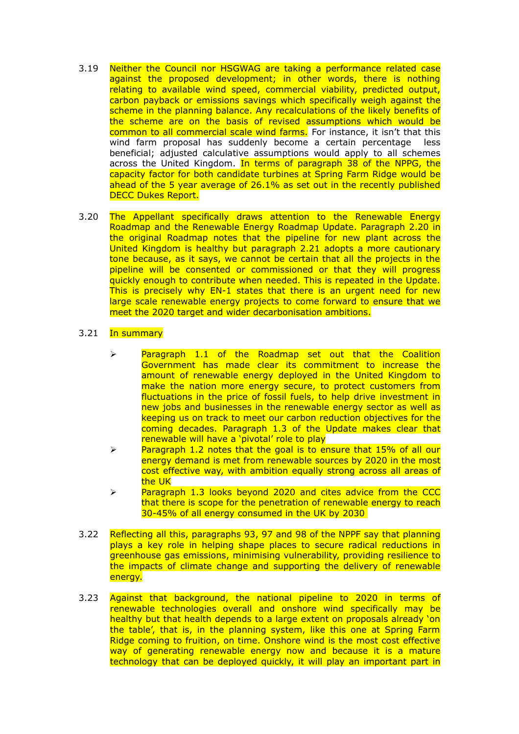3.19 Neither the Council nor HSGWAG are taking a performance related case against the proposed development; in other words, there is nothing relating to available wind speed, commercial viability, predicted output, carbon payback or emissions savings which specifically weigh against the scheme in the planning balance. Any recalculations of the likely benefits of the scheme are on the basis of revised assumptions which would be common to all commercial scale wind farms. For instance, it isn't that this wind farm proposal has suddenly become a certain percentage less beneficial; adjusted calculative assumptions would apply to all schemes across the United Kingdom. In terms of paragraph 38 of the NPPG, the capacity factor for both candidate turbines at Spring Farm Ridge would be ahead of the 5 year average of 26.1% as set out in the recently published DECC Dukes Report.

3.20 The Appellant specifically draws attention to the Renewable Energy Roadmap and the Renewable Energy Roadmap Update. Paragraph 2.20 in the original Roadmap notes that the pipeline for new plant across the United Kingdom is healthy but paragraph 2.21 adopts a more cautionary tone because, as it says, we cannot be certain that all the projects in the pipeline will be consented or commissioned or that they will progress quickly enough to contribute when needed. This is repeated in the Update. This is precisely why EN-1 states that there is an urgent need for new large scale renewable energy projects to come forward to ensure that we meet the 2020 target and wider decarbonisation ambitions.

3.21 In summary

- Paragraph 1.1 of the Roadmap set out that the Coalition Government has made clear its commitment to increase the amount of renewable energy deployed in the United Kingdom to make the nation more energy secure, to protect customers from fluctuations in the price of fossil fuels, to help drive investment in new jobs and businesses in the renewable energy sector as well as keeping us on track to meet our carbon reduction objectives for the coming decades. Paragraph 1.3 of the Update makes clear that renewable will have a 'pivotal' role to play
- Paragraph 1.2 notes that the goal is to ensure that 15% of all our energy demand is met from renewable sources by 2020 in the most cost effective way, with ambition equally strong across all areas of the UK
- Paragraph 1.3 looks beyond 2020 and cites advice from the CCC that there is scope for the penetration of renewable energy to reach 30-45% of all energy consumed in the UK by 2030

3.22 Reflecting all this, paragraphs 93, 97 and 98 of the NPPF say that planning plays a key role in helping shape places to secure radical reductions in greenhouse gas emissions, minimising vulnerability, providing resilience to the impacts of climate change and supporting the delivery of renewable energy.

3.23 Against that background, the national pipeline to 2020 in terms of renewable technologies overall and onshore wind specifically may be healthy but that health depends to a large extent on proposals already 'on the table', that is, in the planning system, like this one at Spring Farm Ridge coming to fruition, on time. Onshore wind is the most cost effective way of generating renewable energy now and because it is a mature technology that can be deployed quickly, it will play an important part in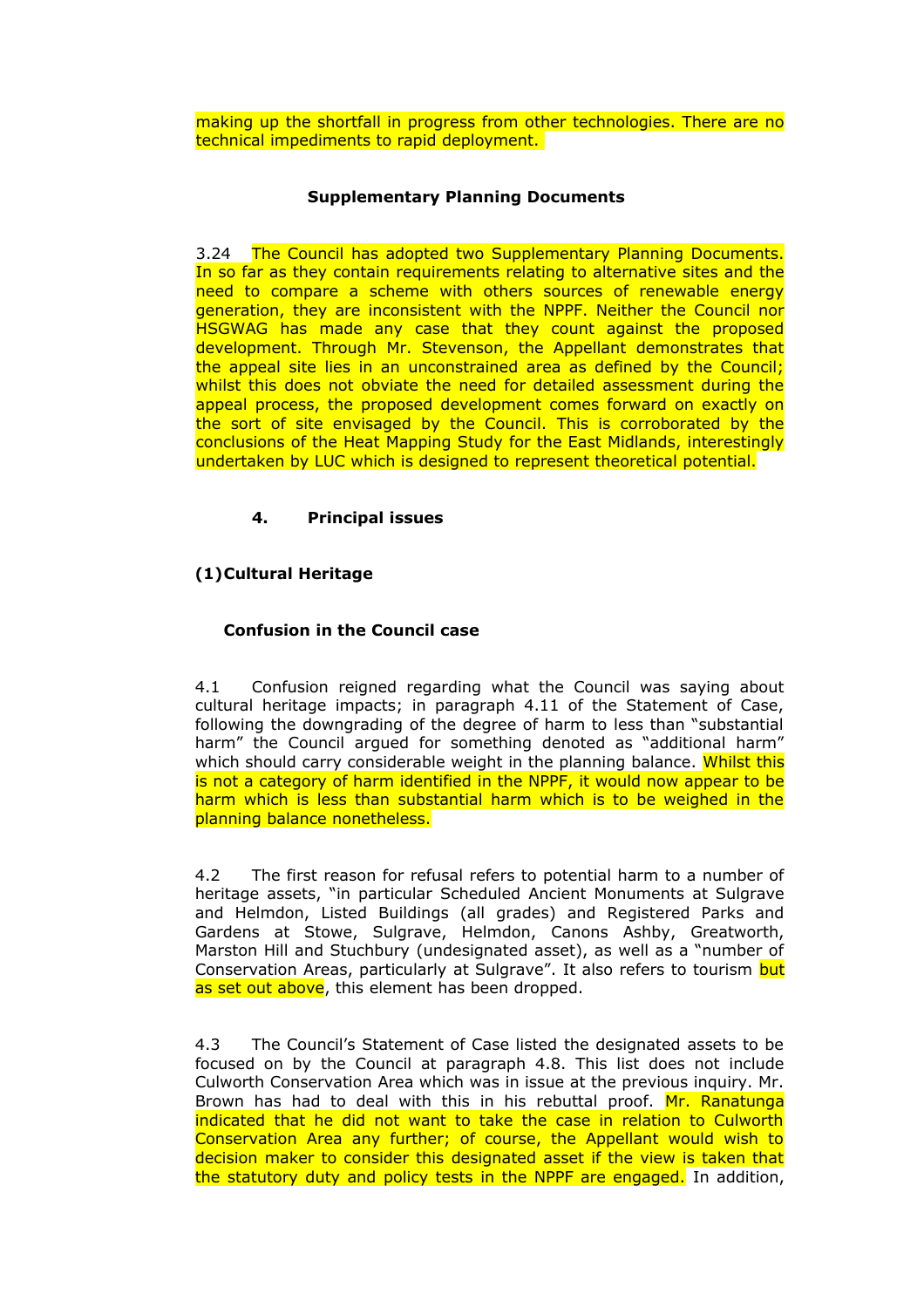making up the shortfall in progress from other technologies. There are no technical impediments to rapid deployment.

### Supplementary Planning Documents

3.24 The Council has adopted two Supplementary Planning Documents. In so far as they contain requirements relating to alternative sites and the need to compare a scheme with others sources of renewable energy generation, they are inconsistent with the NPPF. Neither the Council nor HSGWAG has made any case that they count against the proposed development. Through Mr. Stevenson, the Appellant demonstrates that the appeal site lies in an unconstrained area as defined by the Council; whilst this does not obviate the need for detailed assessment during the appeal process, the proposed development comes forward on exactly on the sort of site envisaged by the Council. This is corroborated by the conclusions of the Heat Mapping Study for the East Midlands, interestingly undertaken by LUC which is designed to represent theoretical potential.

## 4. Principal issues

### (1) Cultural Heritage

#### Confusion in the Council case

4.1 Confusion reigned regarding what the Council was saying about cultural heritage impacts; in paragraph 4.11 of the Statement of Case, following the downgrading of the degree of harm to less than "substantial harm" the Council argued for something denoted as "additional harm" which should carry considerable weight in the planning balance. Whilst this is not a category of harm identified in the NPPF, it would now appear to be harm which is less than substantial harm which is to be weighed in the planning balance nonetheless.

4.2 The first reason for refusal refers to potential harm to a number of heritage assets, "in particular Scheduled Ancient Monuments at Sulgrave and Helmdon, Listed Buildings (all grades) and Registered Parks and Gardens at Stowe, Sulgrave, Helmdon, Canons Ashby, Greatworth, Marston Hill and Stuchbury (undesignated asset), as well as a "number of Conservation Areas, particularly at Sulgrave". It also refers to tourism but as set out above, this element has been dropped.

4.3 The Council's Statement of Case listed the designated assets to be focused on by the Council at paragraph 4.8. This list does not include Culworth Conservation Area which was in issue at the previous inquiry. Mr. Brown has had to deal with this in his rebuttal proof. Mr. Ranatunga indicated that he did not want to take the case in relation to Culworth Conservation Area any further; of course, the Appellant would wish to decision maker to consider this designated asset if the view is taken that the statutory duty and policy tests in the NPPF are engaged. In addition,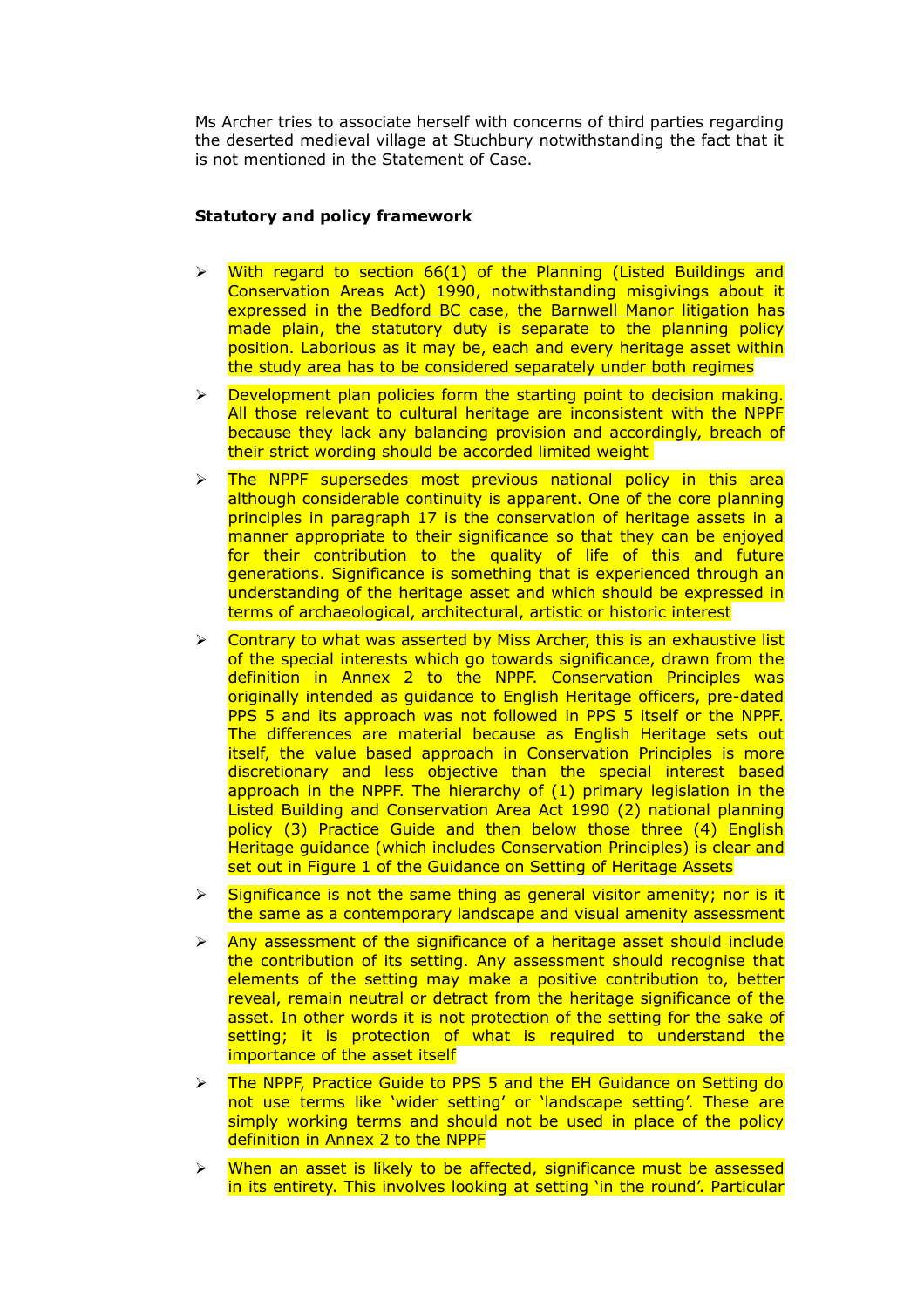Ms Archer tries to associate herself with concerns of third parties regarding the deserted medieval village at Stuchbury notwithstanding the fact that it is not mentioned in the Statement of Case.

**Statutory and policy framework**

- With regard to section 66(1) of the Planning (Listed Buildings and Conservation Areas Act) 1990, notwithstanding misgivings about it expressed in the Bedford BC case, the Barnwell Manor litigation has made plain, the statutory duty is separate to the planning policy position. Laborious as it may be, each and every heritage asset within the study area has to be considered separately under both regimes
- Development plan policies form the starting point to decision making. All those relevant to cultural heritage are inconsistent with the NPPF because they lack any balancing provision and accordingly, breach of their strict wording should be accorded limited weight
- The NPPF supersedes most previous national policy in this area although considerable continuity is apparent. One of the core planning principles in paragraph 17 is the conservation of heritage assets in a manner appropriate to their significance so that they can be enjoyed for their contribution to the quality of life of this and future generations. Significance is something that is experienced through an understanding of the heritage asset and which should be expressed in terms of archaeological, architectural, artistic or historic interest
- Contrary to what was asserted by Miss Archer, this is an exhaustive list of the special interests which go towards significance, drawn from the definition in Annex 2 to the NPPF. Conservation Principles was originally intended as guidance to English Heritage officers, pre-dated PPS 5 and its approach was not followed in PPS 5 itself or the NPPF. The differences are material because as English Heritage sets out itself, the value based approach in Conservation Principles is more discretionary and less objective than the special interest based approach in the NPPF. The hierarchy of (1) primary legislation in the Listed Building and Conservation Area Act 1990 (2) national planning policy (3) Practice Guide and then below those three (4) English Heritage guidance (which includes Conservation Principles) is clear and set out in Figure 1 of the Guidance on Setting of Heritage Assets
- Significance is not the same thing as general visitor amenity; nor is it the same as a contemporary landscape and visual amenity assessment
- Any assessment of the significance of a heritage asset should include the contribution of its setting. Any assessment should recognise that elements of the setting may make a positive contribution to, better reveal, remain neutral or detract from the heritage significance of the asset. In other words it is not protection of the setting for the sake of setting; it is protection of what is required to understand the importance of the asset itself
- The NPPF, Practice Guide to PPS 5 and the EH Guidance on Setting do not use terms like 'wider setting' or 'landscape setting'. These are simply working terms and should not be used in place of the policy definition in Annex 2 to the NPPF
- When an asset is likely to be affected, significance must be assessed in its entirety. This involves looking at setting 'in the round'. Particular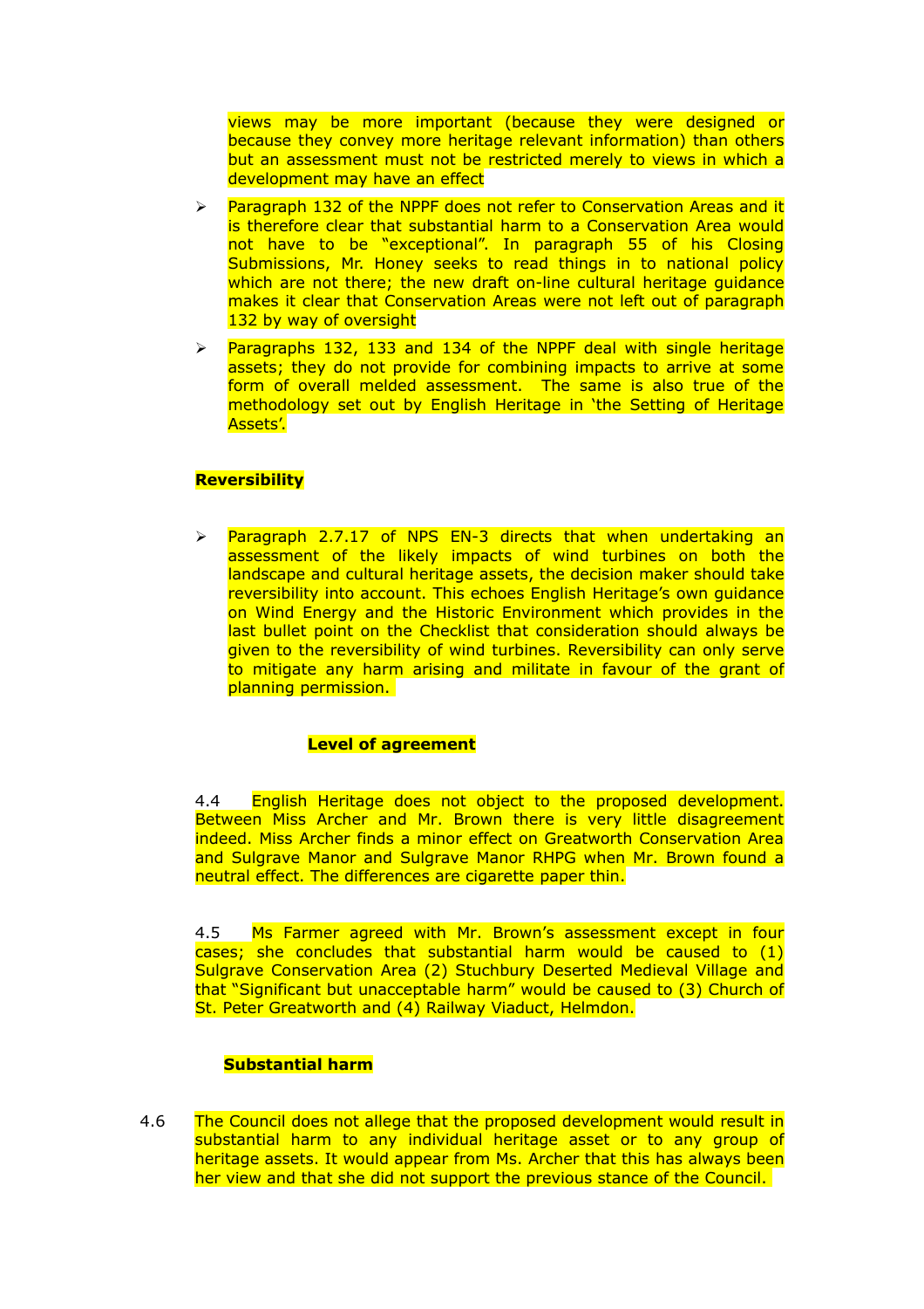views may be more important (because they were designed or because they convey more heritage relevant information) than others but an assessment must not be restricted merely to views in which a development may have an effect

- Paragraph 132 of the NPPF does not refer to Conservation Areas and it is therefore clear that substantial harm to a Conservation Area would not have to be "exceptional". In paragraph 55 of his Closing Submissions, Mr. Honey seeks to read things in to national policy which are not there; the new draft on-line cultural heritage guidance makes it clear that Conservation Areas were not left out of paragraph 132 by way of oversight

- Paragraphs 132, 133 and 134 of the NPPF deal with single heritage assets; they do not provide for combining impacts to arrive at some form of overall melded assessment. The same is also true of the methodology set out by English Heritage in 'the Setting of Heritage Assets'.

**Reversibility**

- Paragraph 2.7.17 of NPS EN-3 directs that when undertaking an assessment of the likely impacts of wind turbines on both the landscape and cultural heritage assets, the decision maker should take reversibility into account. This echoes English Heritage's own guidance on Wind Energy and the Historic Environment which provides in the last bullet point on the Checklist that consideration should always be given to the reversibility of wind turbines. Reversibility can only serve to mitigate any harm arising and militate in favour of the grant of planning permission.

**Level of agreement**

4.4 English Heritage does not object to the proposed development. Between Miss Archer and Mr. Brown there is very little disagreement indeed. Miss Archer finds a minor effect on Greatworth Conservation Area and Sulgrave Manor and Sulgrave Manor RHPG when Mr. Brown found a neutral effect. The differences are cigarette paper thin.

4.5 Ms Farmer agreed with Mr. Brown's assessment except in four cases; she concludes that substantial harm would be caused to (1) Sulgrave Conservation Area (2) Stuchbury Deserted Medieval Village and that "Significant but unacceptable harm" would be caused to (3) Church of St. Peter Greatworth and (4) Railway Viaduct, Helmdon.

**Substantial harm**

4.6 The Council does not allege that the proposed development would result in substantial harm to any individual heritage asset or to any group of heritage assets. It would appear from Ms. Archer that this has always been her view and that she did not support the previous stance of the Council.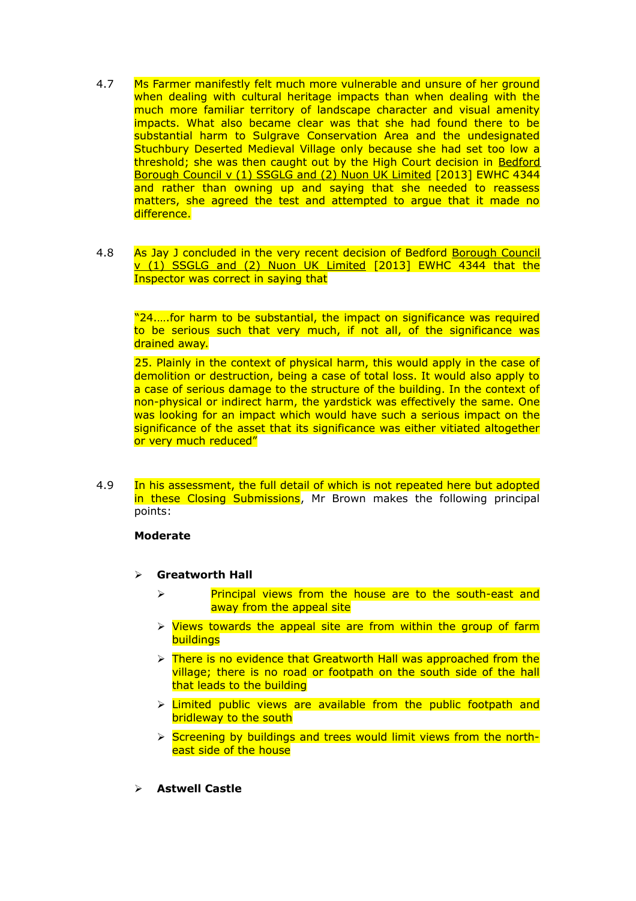4.7 Ms Farmer manifestly felt much more vulnerable and unsure of her ground when dealing with cultural heritage impacts than when dealing with the much more familiar territory of landscape character and visual amenity impacts. What also became clear was that she had found there to be substantial harm to Sulgrave Conservation Area and the undesignated Stuchbury Deserted Medieval Village only because she had set too low a threshold; she was then caught out by the High Court decision in Bedford Borough Council v (1) SSGLG and (2) Nuon UK Limited [2013] EWHC 4344 and rather than owning up and saying that she needed to reassess matters, she agreed the test and attempted to argue that it made no difference.

4.8 As Jay J concluded in the very recent decision of Bedford Borough Council v (1) SSGLG and (2) Nuon UK Limited [2013] EWHC 4344 that the Inspector was correct in saying that

> "24…..for harm to be substantial, the impact on significance was required to be serious such that very much, if not all, of the significance was drained away.
>
> 25. Plainly in the context of physical harm, this would apply in the case of demolition or destruction, being a case of total loss. It would also apply to a case of serious damage to the structure of the building. In the context of non-physical or indirect harm, the yardstick was effectively the same. One was looking for an impact which would have such a serious impact on the significance of the asset that its significance was either vitiated altogether or very much reduced"

4.9 In his assessment, the full detail of which is not repeated here but adopted in these Closing Submissions, Mr Brown makes the following principal points:

**Moderate**

- **Greatworth Hall**
  - Principal views from the house are to the south-east and away from the appeal site
  - Views towards the appeal site are from within the group of farm buildings
  - There is no evidence that Greatworth Hall was approached from the village; there is no road or footpath on the south side of the hall that leads to the building
  - Limited public views are available from the public footpath and bridleway to the south
  - Screening by buildings and trees would limit views from the north-east side of the house

- **Astwell Castle**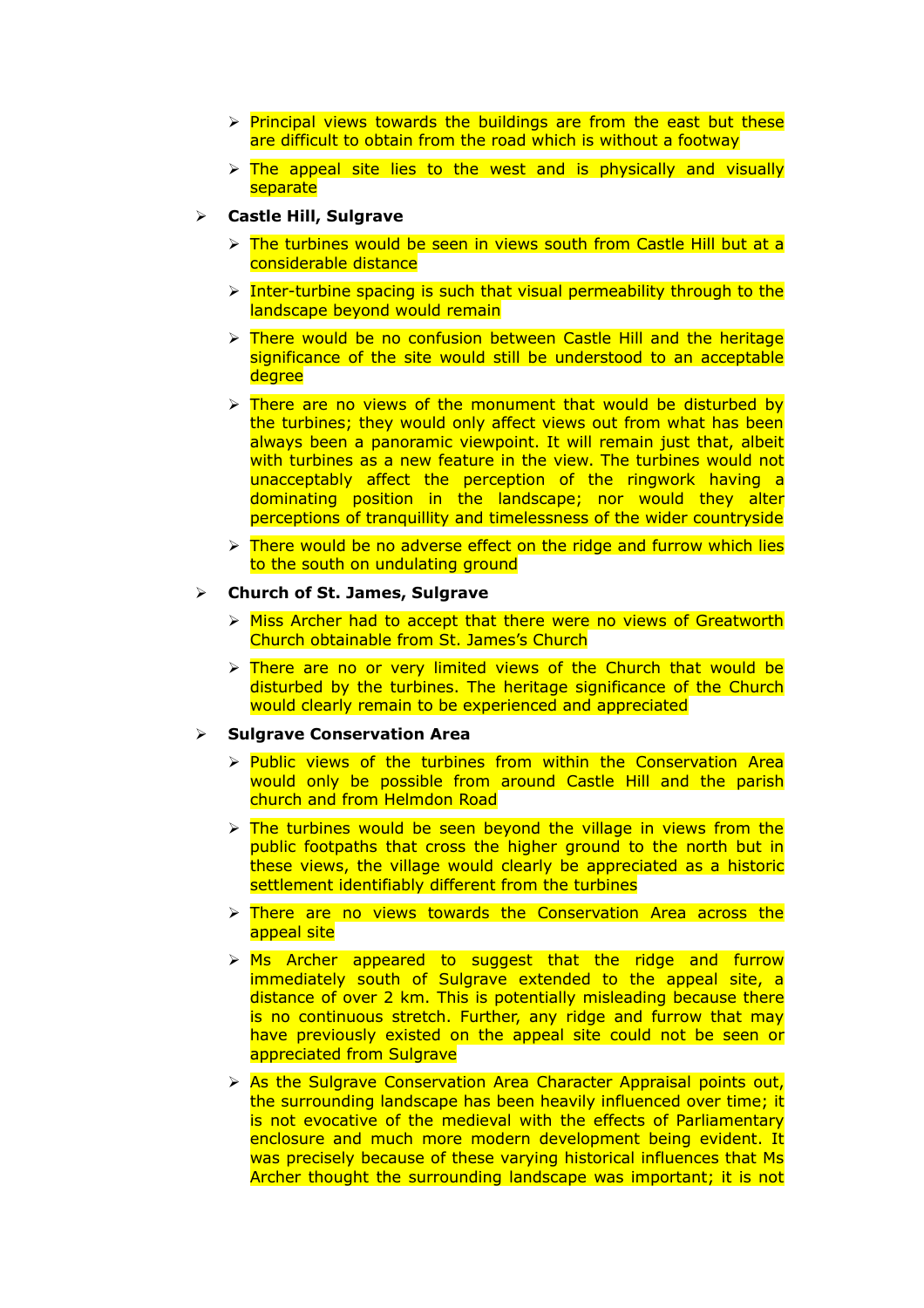- Principal views towards the buildings are from the east but these are difficult to obtain from the road which is without a footway
  - The appeal site lies to the west and is physically and visually separate

- **Castle Hill, Sulgrave**
  - The turbines would be seen in views south from Castle Hill but at a considerable distance
  - Inter-turbine spacing is such that visual permeability through to the landscape beyond would remain
  - There would be no confusion between Castle Hill and the heritage significance of the site would still be understood to an acceptable degree
  - There are no views of the monument that would be disturbed by the turbines; they would only affect views out from what has been always been a panoramic viewpoint. It will remain just that, albeit with turbines as a new feature in the view. The turbines would not unacceptably affect the perception of the ringwork having a dominating position in the landscape; nor would they alter perceptions of tranquillity and timelessness of the wider countryside
  - There would be no adverse effect on the ridge and furrow which lies to the south on undulating ground

- **Church of St. James, Sulgrave**
  - Miss Archer had to accept that there were no views of Greatworth Church obtainable from St. James's Church
  - There are no or very limited views of the Church that would be disturbed by the turbines. The heritage significance of the Church would clearly remain to be experienced and appreciated

- **Sulgrave Conservation Area**
  - Public views of the turbines from within the Conservation Area would only be possible from around Castle Hill and the parish church and from Helmdon Road
  - The turbines would be seen beyond the village in views from the public footpaths that cross the higher ground to the north but in these views, the village would clearly be appreciated as a historic settlement identifiably different from the turbines
  - There are no views towards the Conservation Area across the appeal site
  - Ms Archer appeared to suggest that the ridge and furrow immediately south of Sulgrave extended to the appeal site, a distance of over 2 km. This is potentially misleading because there is no continuous stretch. Further, any ridge and furrow that may have previously existed on the appeal site could not be seen or appreciated from Sulgrave
  - As the Sulgrave Conservation Area Character Appraisal points out, the surrounding landscape has been heavily influenced over time; it is not evocative of the medieval with the effects of Parliamentary enclosure and much more modern development being evident. It was precisely because of these varying historical influences that Ms Archer thought the surrounding landscape was important; it is not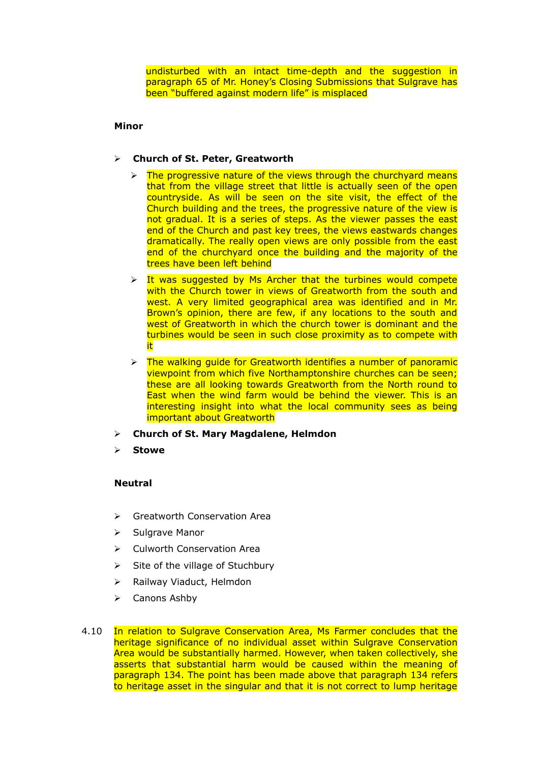undisturbed with an intact time-depth and the suggestion in paragraph 65 of Mr. Honey's Closing Submissions that Sulgrave has been "buffered against modern life" is misplaced

**Minor**

- **Church of St. Peter, Greatworth**
  - The progressive nature of the views through the churchyard means that from the village street that little is actually seen of the open countryside. As will be seen on the site visit, the effect of the Church building and the trees, the progressive nature of the view is not gradual. It is a series of steps. As the viewer passes the east end of the Church and past key trees, the views eastwards changes dramatically. The really open views are only possible from the east end of the churchyard once the building and the majority of the trees have been left behind
  - It was suggested by Ms Archer that the turbines would compete with the Church tower in views of Greatworth from the south and west. A very limited geographical area was identified and in Mr. Brown's opinion, there are few, if any locations to the south and west of Greatworth in which the church tower is dominant and the turbines would be seen in such close proximity as to compete with it
  - The walking guide for Greatworth identifies a number of panoramic viewpoint from which five Northamptonshire churches can be seen; these are all looking towards Greatworth from the North round to East when the wind farm would be behind the viewer. This is an interesting insight into what the local community sees as being important about Greatworth
- **Church of St. Mary Magdalene, Helmdon**
- **Stowe**

**Neutral**

- Greatworth Conservation Area
- Sulgrave Manor
- Culworth Conservation Area
- Site of the village of Stuchbury
- Railway Viaduct, Helmdon
- Canons Ashby

4.10 In relation to Sulgrave Conservation Area, Ms Farmer concludes that the heritage significance of no individual asset within Sulgrave Conservation Area would be substantially harmed. However, when taken collectively, she asserts that substantial harm would be caused within the meaning of paragraph 134. The point has been made above that paragraph 134 refers to heritage asset in the singular and that it is not correct to lump heritage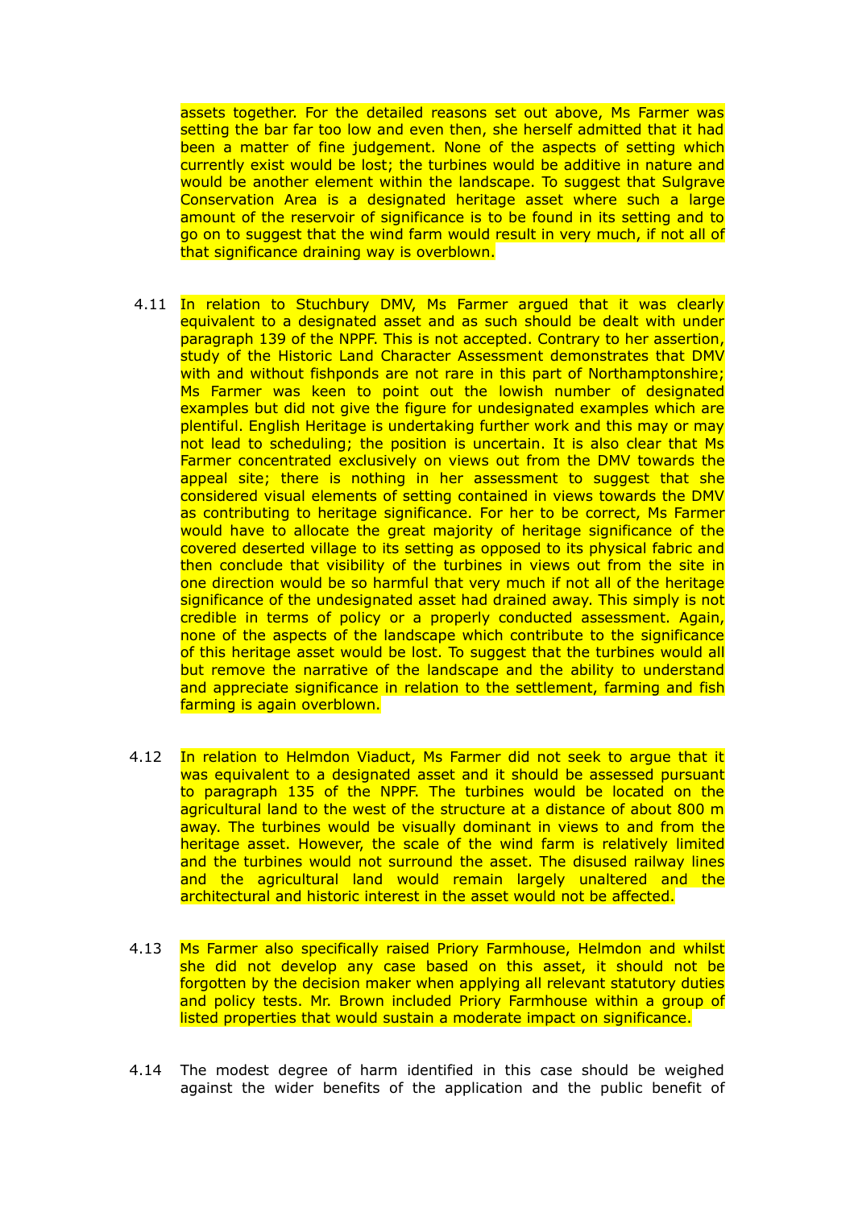assets together. For the detailed reasons set out above, Ms Farmer was setting the bar far too low and even then, she herself admitted that it had been a matter of fine judgement. None of the aspects of setting which currently exist would be lost; the turbines would be additive in nature and would be another element within the landscape. To suggest that Sulgrave Conservation Area is a designated heritage asset where such a large amount of the reservoir of significance is to be found in its setting and to go on to suggest that the wind farm would result in very much, if not all of that significance draining way is overblown.

4.11 In relation to Stuchbury DMV, Ms Farmer argued that it was clearly equivalent to a designated asset and as such should be dealt with under paragraph 139 of the NPPF. This is not accepted. Contrary to her assertion, study of the Historic Land Character Assessment demonstrates that DMV with and without fishponds are not rare in this part of Northamptonshire; Ms Farmer was keen to point out the lowish number of designated examples but did not give the figure for undesignated examples which are plentiful. English Heritage is undertaking further work and this may or may not lead to scheduling; the position is uncertain. It is also clear that Ms Farmer concentrated exclusively on views out from the DMV towards the appeal site; there is nothing in her assessment to suggest that she considered visual elements of setting contained in views towards the DMV as contributing to heritage significance. For her to be correct, Ms Farmer would have to allocate the great majority of heritage significance of the covered deserted village to its setting as opposed to its physical fabric and then conclude that visibility of the turbines in views out from the site in one direction would be so harmful that very much if not all of the heritage significance of the undesignated asset had drained away. This simply is not credible in terms of policy or a properly conducted assessment. Again, none of the aspects of the landscape which contribute to the significance of this heritage asset would be lost. To suggest that the turbines would all but remove the narrative of the landscape and the ability to understand and appreciate significance in relation to the settlement, farming and fish farming is again overblown.

4.12 In relation to Helmdon Viaduct, Ms Farmer did not seek to argue that it was equivalent to a designated asset and it should be assessed pursuant to paragraph 135 of the NPPF. The turbines would be located on the agricultural land to the west of the structure at a distance of about 800 m away. The turbines would be visually dominant in views to and from the heritage asset. However, the scale of the wind farm is relatively limited and the turbines would not surround the asset. The disused railway lines and the agricultural land would remain largely unaltered and the architectural and historic interest in the asset would not be affected.

4.13 Ms Farmer also specifically raised Priory Farmhouse, Helmdon and whilst she did not develop any case based on this asset, it should not be forgotten by the decision maker when applying all relevant statutory duties and policy tests. Mr. Brown included Priory Farmhouse within a group of listed properties that would sustain a moderate impact on significance.

4.14 The modest degree of harm identified in this case should be weighed against the wider benefits of the application and the public benefit of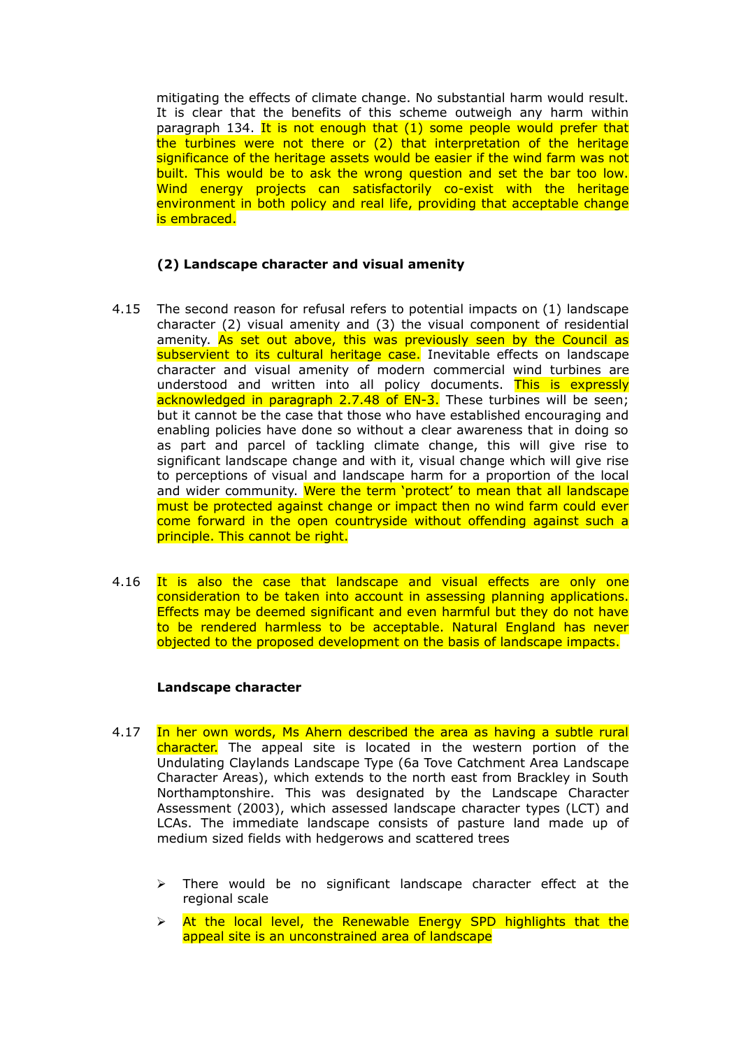mitigating the effects of climate change. No substantial harm would result. It is clear that the benefits of this scheme outweigh any harm within paragraph 134. It is not enough that (1) some people would prefer that the turbines were not there or (2) that interpretation of the heritage significance of the heritage assets would be easier if the wind farm was not built. This would be to ask the wrong question and set the bar too low. Wind energy projects can satisfactorily co-exist with the heritage environment in both policy and real life, providing that acceptable change is embraced.

**(2) Landscape character and visual amenity**

4.15 The second reason for refusal refers to potential impacts on (1) landscape character (2) visual amenity and (3) the visual component of residential amenity. As set out above, this was previously seen by the Council as subservient to its cultural heritage case. Inevitable effects on landscape character and visual amenity of modern commercial wind turbines are understood and written into all policy documents. This is expressly acknowledged in paragraph 2.7.48 of EN-3. These turbines will be seen; but it cannot be the case that those who have established encouraging and enabling policies have done so without a clear awareness that in doing so as part and parcel of tackling climate change, this will give rise to significant landscape change and with it, visual change which will give rise to perceptions of visual and landscape harm for a proportion of the local and wider community. Were the term 'protect' to mean that all landscape must be protected against change or impact then no wind farm could ever come forward in the open countryside without offending against such a principle. This cannot be right.

4.16 It is also the case that landscape and visual effects are only one consideration to be taken into account in assessing planning applications. Effects may be deemed significant and even harmful but they do not have to be rendered harmless to be acceptable. Natural England has never objected to the proposed development on the basis of landscape impacts.

**Landscape character**

4.17 In her own words, Ms Ahern described the area as having a subtle rural character. The appeal site is located in the western portion of the Undulating Claylands Landscape Type (6a Tove Catchment Area Landscape Character Areas), which extends to the north east from Brackley in South Northamptonshire. This was designated by the Landscape Character Assessment (2003), which assessed landscape character types (LCT) and LCAs. The immediate landscape consists of pasture land made up of medium sized fields with hedgerows and scattered trees

- There would be no significant landscape character effect at the regional scale
- At the local level, the Renewable Energy SPD highlights that the appeal site is an unconstrained area of landscape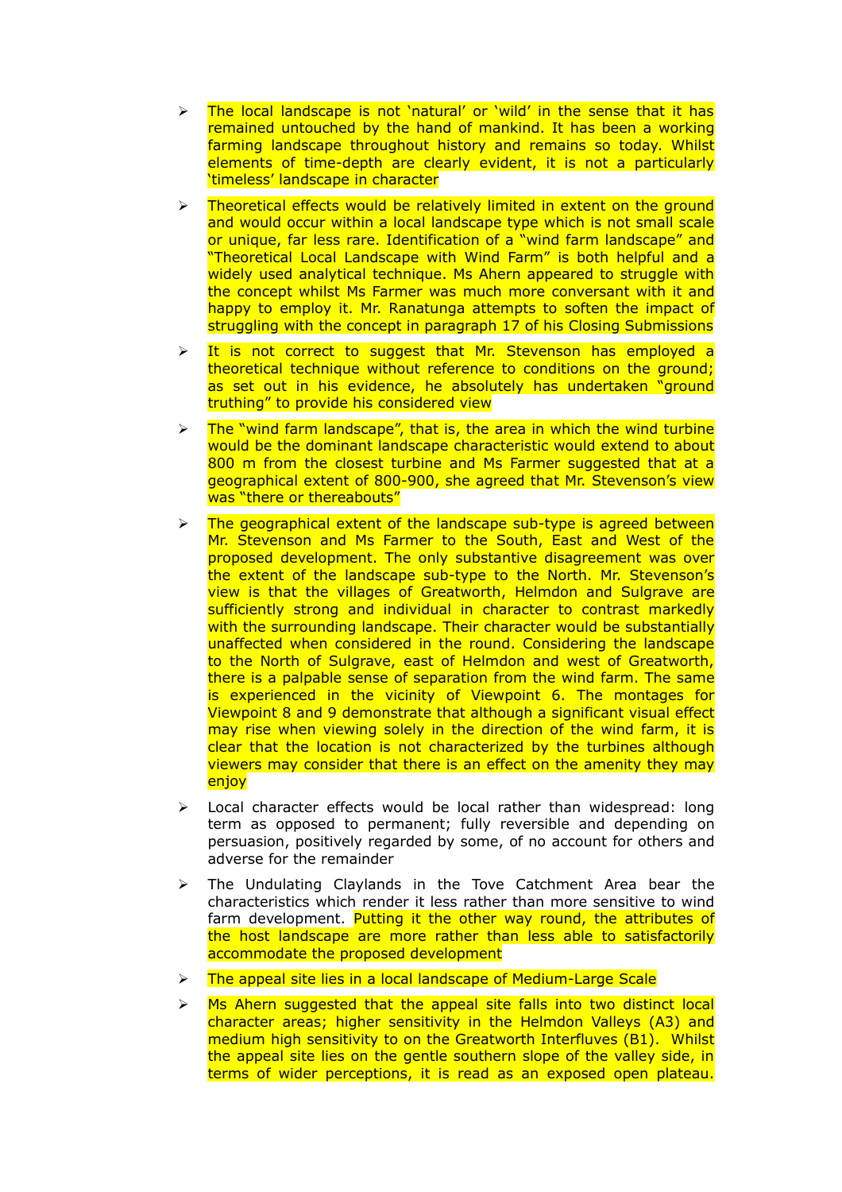- The local landscape is not 'natural' or 'wild' in the sense that it has remained untouched by the hand of mankind. It has been a working farming landscape throughout history and remains so today. Whilst elements of time-depth are clearly evident, it is not a particularly 'timeless' landscape in character

- Theoretical effects would be relatively limited in extent on the ground and would occur within a local landscape type which is not small scale or unique, far less rare. Identification of a "wind farm landscape" and "Theoretical Local Landscape with Wind Farm" is both helpful and a widely used analytical technique. Ms Ahern appeared to struggle with the concept whilst Ms Farmer was much more conversant with it and happy to employ it. Mr. Ranatunga attempts to soften the impact of struggling with the concept in paragraph 17 of his Closing Submissions

- It is not correct to suggest that Mr. Stevenson has employed a theoretical technique without reference to conditions on the ground; as set out in his evidence, he absolutely has undertaken "ground truthing" to provide his considered view

- The "wind farm landscape", that is, the area in which the wind turbine would be the dominant landscape characteristic would extend to about 800 m from the closest turbine and Ms Farmer suggested that at a geographical extent of 800-900, she agreed that Mr. Stevenson's view was "there or thereabouts"

- The geographical extent of the landscape sub-type is agreed between Mr. Stevenson and Ms Farmer to the South, East and West of the proposed development. The only substantive disagreement was over the extent of the landscape sub-type to the North. Mr. Stevenson's view is that the villages of Greatworth, Helmdon and Sulgrave are sufficiently strong and individual in character to contrast markedly with the surrounding landscape. Their character would be substantially unaffected when considered in the round. Considering the landscape to the North of Sulgrave, east of Helmdon and west of Greatworth, there is a palpable sense of separation from the wind farm. The same is experienced in the vicinity of Viewpoint 6. The montages for Viewpoint 8 and 9 demonstrate that although a significant visual effect may rise when viewing solely in the direction of the wind farm, it is clear that the location is not characterized by the turbines although viewers may consider that there is an effect on the amenity they may enjoy

- Local character effects would be local rather than widespread: long term as opposed to permanent; fully reversible and depending on persuasion, positively regarded by some, of no account for others and adverse for the remainder

- The Undulating Claylands in the Tove Catchment Area bear the characteristics which render it less rather than more sensitive to wind farm development. Putting it the other way round, the attributes of the host landscape are more rather than less able to satisfactorily accommodate the proposed development

- The appeal site lies in a local landscape of Medium-Large Scale

- Ms Ahern suggested that the appeal site falls into two distinct local character areas; higher sensitivity in the Helmdon Valleys (A3) and medium high sensitivity to on the Greatworth Interfluves (B1). Whilst the appeal site lies on the gentle southern slope of the valley side, in terms of wider perceptions, it is read as an exposed open plateau.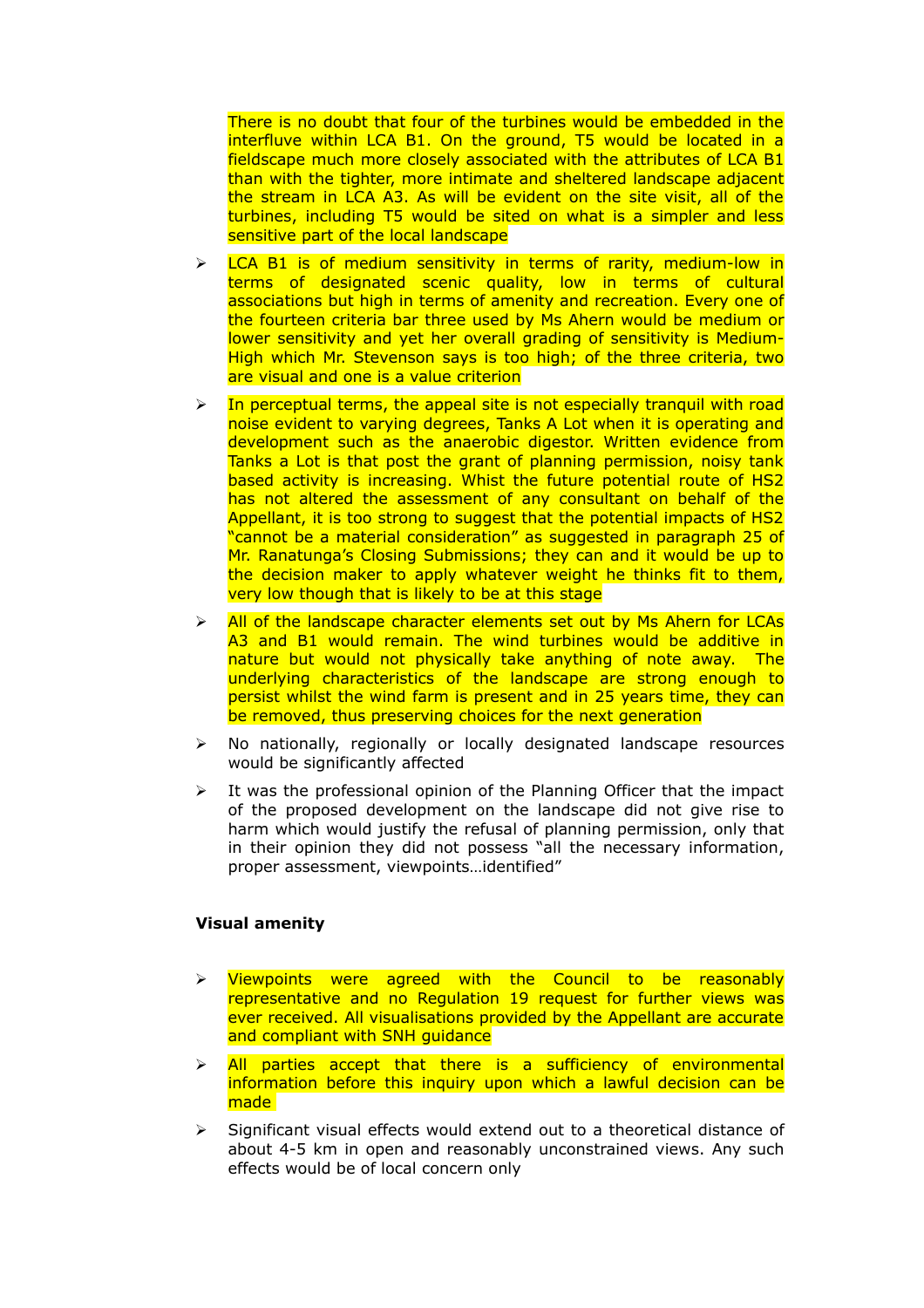There is no doubt that four of the turbines would be embedded in the interfluve within LCA B1. On the ground, T5 would be located in a fieldscape much more closely associated with the attributes of LCA B1 than with the tighter, more intimate and sheltered landscape adjacent the stream in LCA A3. As will be evident on the site visit, all of the turbines, including T5 would be sited on what is a simpler and less sensitive part of the local landscape

- LCA B1 is of medium sensitivity in terms of rarity, medium-low in terms of designated scenic quality, low in terms of cultural associations but high in terms of amenity and recreation. Every one of the fourteen criteria bar three used by Ms Ahern would be medium or lower sensitivity and yet her overall grading of sensitivity is Medium-High which Mr. Stevenson says is too high; of the three criteria, two are visual and one is a value criterion
- In perceptual terms, the appeal site is not especially tranquil with road noise evident to varying degrees, Tanks A Lot when it is operating and development such as the anaerobic digestor. Written evidence from Tanks a Lot is that post the grant of planning permission, noisy tank based activity is increasing. Whist the future potential route of HS2 has not altered the assessment of any consultant on behalf of the Appellant, it is too strong to suggest that the potential impacts of HS2 "cannot be a material consideration" as suggested in paragraph 25 of Mr. Ranatunga's Closing Submissions; they can and it would be up to the decision maker to apply whatever weight he thinks fit to them, very low though that is likely to be at this stage
- All of the landscape character elements set out by Ms Ahern for LCAs A3 and B1 would remain. The wind turbines would be additive in nature but would not physically take anything of note away. The underlying characteristics of the landscape are strong enough to persist whilst the wind farm is present and in 25 years time, they can be removed, thus preserving choices for the next generation
- No nationally, regionally or locally designated landscape resources would be significantly affected
- It was the professional opinion of the Planning Officer that the impact of the proposed development on the landscape did not give rise to harm which would justify the refusal of planning permission, only that in their opinion they did not possess "all the necessary information, proper assessment, viewpoints…identified"

**Visual amenity**

- Viewpoints were agreed with the Council to be reasonably representative and no Regulation 19 request for further views was ever received. All visualisations provided by the Appellant are accurate and compliant with SNH guidance
- All parties accept that there is a sufficiency of environmental information before this inquiry upon which a lawful decision can be made
- Significant visual effects would extend out to a theoretical distance of about 4-5 km in open and reasonably unconstrained views. Any such effects would be of local concern only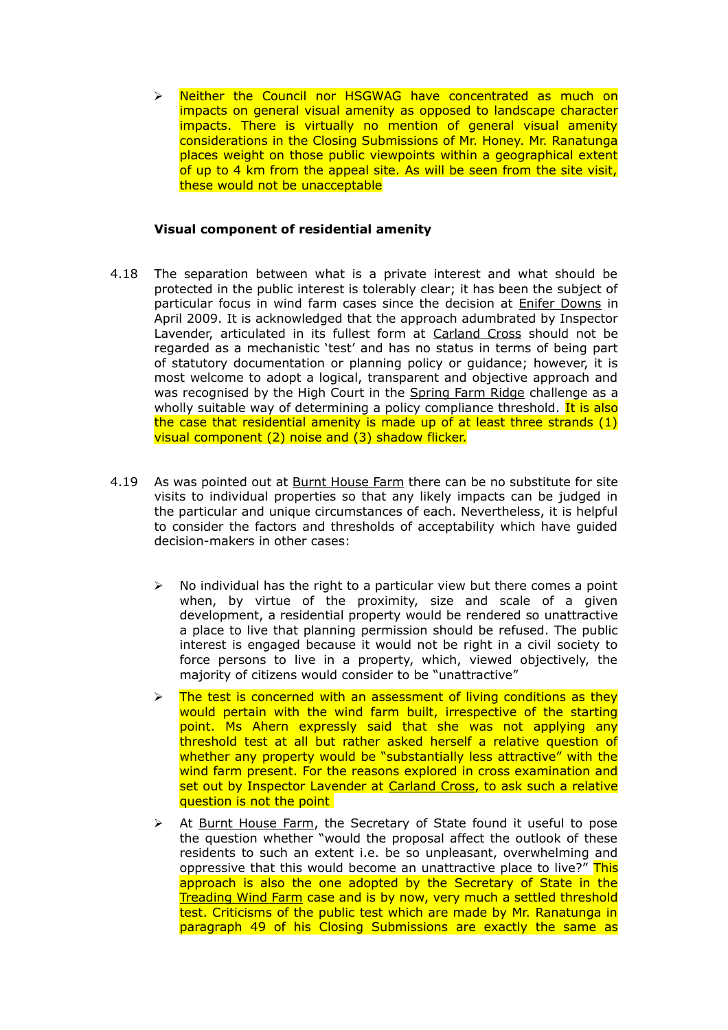- Neither the Council nor HSGWAG have concentrated as much on impacts on general visual amenity as opposed to landscape character impacts. There is virtually no mention of general visual amenity considerations in the Closing Submissions of Mr. Honey. Mr. Ranatunga places weight on those public viewpoints within a geographical extent of up to 4 km from the appeal site. As will be seen from the site visit, these would not be unacceptable

**Visual component of residential amenity**

4.18 The separation between what is a private interest and what should be protected in the public interest is tolerably clear; it has been the subject of particular focus in wind farm cases since the decision at Enifer Downs in April 2009. It is acknowledged that the approach adumbrated by Inspector Lavender, articulated in its fullest form at Carland Cross should not be regarded as a mechanistic 'test' and has no status in terms of being part of statutory documentation or planning policy or guidance; however, it is most welcome to adopt a logical, transparent and objective approach and was recognised by the High Court in the Spring Farm Ridge challenge as a wholly suitable way of determining a policy compliance threshold. It is also the case that residential amenity is made up of at least three strands (1) visual component (2) noise and (3) shadow flicker.

4.19 As was pointed out at Burnt House Farm there can be no substitute for site visits to individual properties so that any likely impacts can be judged in the particular and unique circumstances of each. Nevertheless, it is helpful to consider the factors and thresholds of acceptability which have guided decision-makers in other cases:

- No individual has the right to a particular view but there comes a point when, by virtue of the proximity, size and scale of a given development, a residential property would be rendered so unattractive a place to live that planning permission should be refused. The public interest is engaged because it would not be right in a civil society to force persons to live in a property, which, viewed objectively, the majority of citizens would consider to be "unattractive"
- The test is concerned with an assessment of living conditions as they would pertain with the wind farm built, irrespective of the starting point. Ms Ahern expressly said that she was not applying any threshold test at all but rather asked herself a relative question of whether any property would be "substantially less attractive" with the wind farm present. For the reasons explored in cross examination and set out by Inspector Lavender at Carland Cross, to ask such a relative question is not the point
- At Burnt House Farm, the Secretary of State found it useful to pose the question whether "would the proposal affect the outlook of these residents to such an extent i.e. be so unpleasant, overwhelming and oppressive that this would become an unattractive place to live?" This approach is also the one adopted by the Secretary of State in the Treading Wind Farm case and is by now, very much a settled threshold test. Criticisms of the public test which are made by Mr. Ranatunga in paragraph 49 of his Closing Submissions are exactly the same as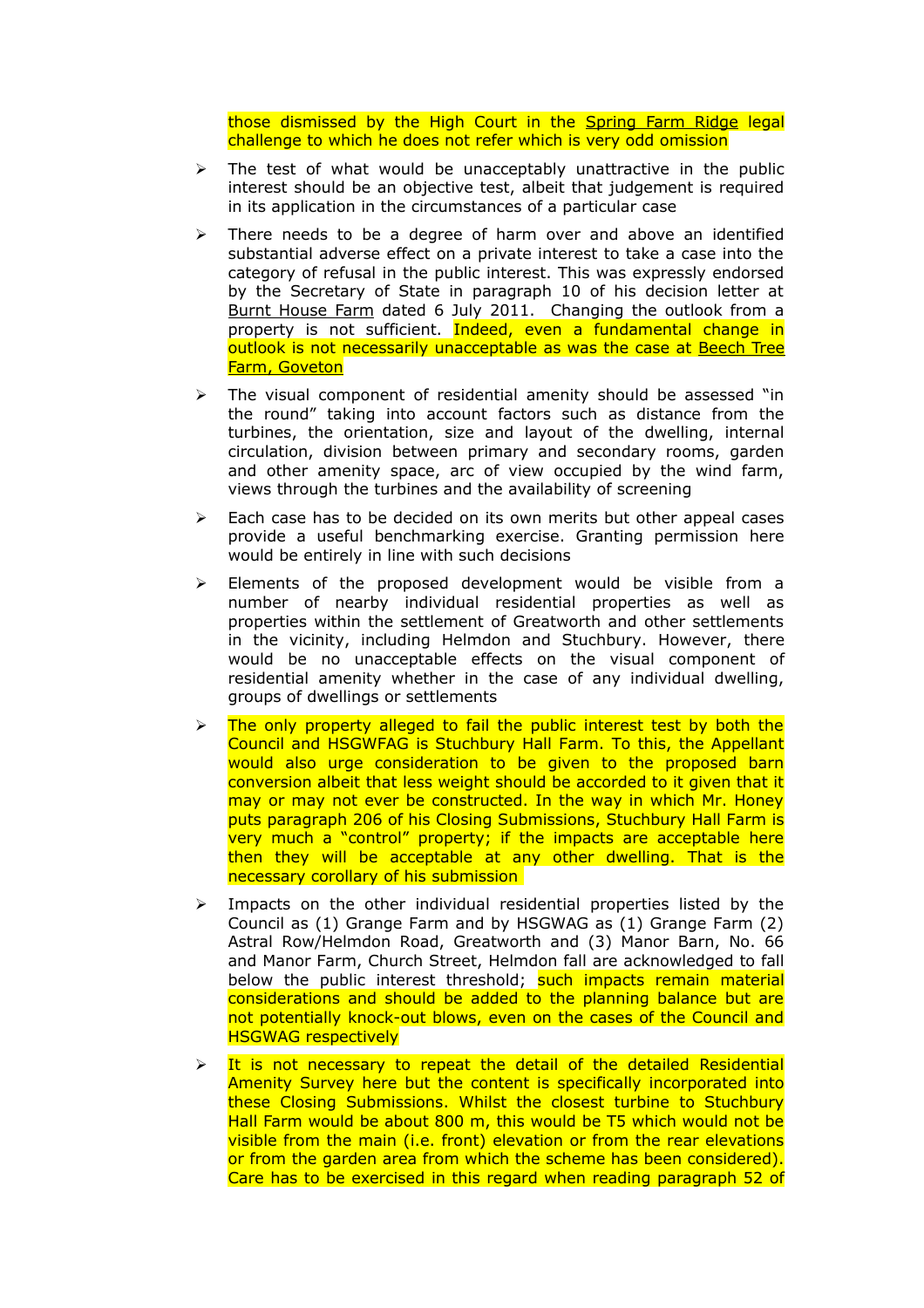those dismissed by the High Court in the Spring Farm Ridge legal challenge to which he does not refer which is very odd omission

- The test of what would be unacceptably unattractive in the public interest should be an objective test, albeit that judgement is required in its application in the circumstances of a particular case

- There needs to be a degree of harm over and above an identified substantial adverse effect on a private interest to take a case into the category of refusal in the public interest. This was expressly endorsed by the Secretary of State in paragraph 10 of his decision letter at Burnt House Farm dated 6 July 2011. Changing the outlook from a property is not sufficient. Indeed, even a fundamental change in outlook is not necessarily unacceptable as was the case at Beech Tree Farm, Goveton

- The visual component of residential amenity should be assessed "in the round" taking into account factors such as distance from the turbines, the orientation, size and layout of the dwelling, internal circulation, division between primary and secondary rooms, garden and other amenity space, arc of view occupied by the wind farm, views through the turbines and the availability of screening

- Each case has to be decided on its own merits but other appeal cases provide a useful benchmarking exercise. Granting permission here would be entirely in line with such decisions

- Elements of the proposed development would be visible from a number of nearby individual residential properties as well as properties within the settlement of Greatworth and other settlements in the vicinity, including Helmdon and Stuchbury. However, there would be no unacceptable effects on the visual component of residential amenity whether in the case of any individual dwelling, groups of dwellings or settlements

- The only property alleged to fail the public interest test by both the Council and HSGWFAG is Stuchbury Hall Farm. To this, the Appellant would also urge consideration to be given to the proposed barn conversion albeit that less weight should be accorded to it given that it may or may not ever be constructed. In the way in which Mr. Honey puts paragraph 206 of his Closing Submissions, Stuchbury Hall Farm is very much a "control" property; if the impacts are acceptable here then they will be acceptable at any other dwelling. That is the necessary corollary of his submission

- Impacts on the other individual residential properties listed by the Council as (1) Grange Farm and by HSGWAG as (1) Grange Farm (2) Astral Row/Helmdon Road, Greatworth and (3) Manor Barn, No. 66 and Manor Farm, Church Street, Helmdon fall are acknowledged to fall below the public interest threshold; such impacts remain material considerations and should be added to the planning balance but are not potentially knock-out blows, even on the cases of the Council and HSGWAG respectively

- It is not necessary to repeat the detail of the detailed Residential Amenity Survey here but the content is specifically incorporated into these Closing Submissions. Whilst the closest turbine to Stuchbury Hall Farm would be about 800 m, this would be T5 which would not be visible from the main (i.e. front) elevation or from the rear elevations or from the garden area from which the scheme has been considered). Care has to be exercised in this regard when reading paragraph 52 of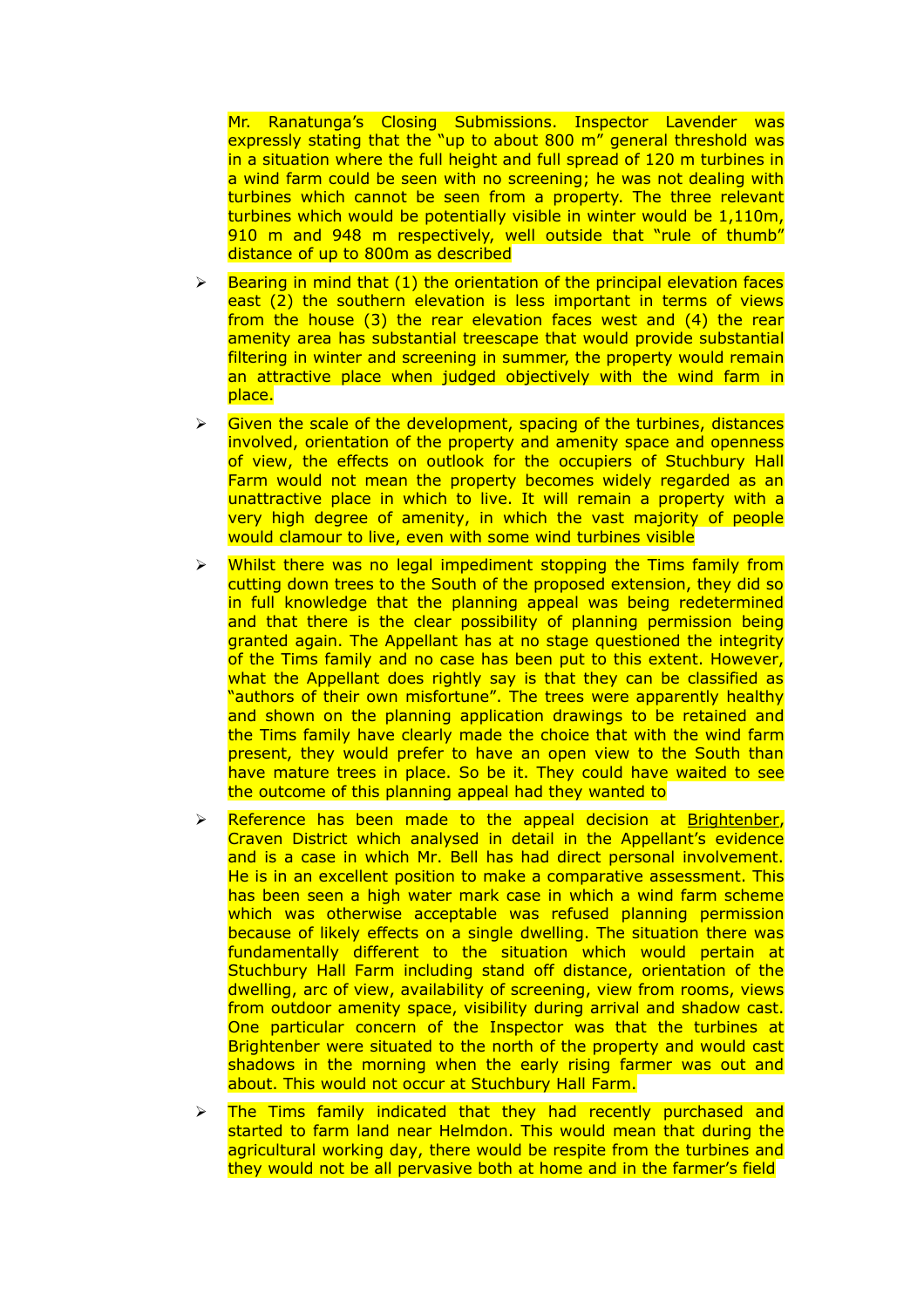Mr. Ranatunga's Closing Submissions. Inspector Lavender was expressly stating that the "up to about 800 m" general threshold was in a situation where the full height and full spread of 120 m turbines in a wind farm could be seen with no screening; he was not dealing with turbines which cannot be seen from a property. The three relevant turbines which would be potentially visible in winter would be 1,110m, 910 m and 948 m respectively, well outside that "rule of thumb" distance of up to 800m as described

- Bearing in mind that (1) the orientation of the principal elevation faces east (2) the southern elevation is less important in terms of views from the house (3) the rear elevation faces west and (4) the rear amenity area has substantial treescape that would provide substantial filtering in winter and screening in summer, the property would remain an attractive place when judged objectively with the wind farm in place.

- Given the scale of the development, spacing of the turbines, distances involved, orientation of the property and amenity space and openness of view, the effects on outlook for the occupiers of Stuchbury Hall Farm would not mean the property becomes widely regarded as an unattractive place in which to live. It will remain a property with a very high degree of amenity, in which the vast majority of people would clamour to live, even with some wind turbines visible

- Whilst there was no legal impediment stopping the Tims family from cutting down trees to the South of the proposed extension, they did so in full knowledge that the planning appeal was being redetermined and that there is the clear possibility of planning permission being granted again. The Appellant has at no stage questioned the integrity of the Tims family and no case has been put to this extent. However, what the Appellant does rightly say is that they can be classified as "authors of their own misfortune". The trees were apparently healthy and shown on the planning application drawings to be retained and the Tims family have clearly made the choice that with the wind farm present, they would prefer to have an open view to the South than have mature trees in place. So be it. They could have waited to see the outcome of this planning appeal had they wanted to

- Reference has been made to the appeal decision at Brightenber, Craven District which analysed in detail in the Appellant's evidence and is a case in which Mr. Bell has had direct personal involvement. He is in an excellent position to make a comparative assessment. This has been seen a high water mark case in which a wind farm scheme which was otherwise acceptable was refused planning permission because of likely effects on a single dwelling. The situation there was fundamentally different to the situation which would pertain at Stuchbury Hall Farm including stand off distance, orientation of the dwelling, arc of view, availability of screening, view from rooms, views from outdoor amenity space, visibility during arrival and shadow cast. One particular concern of the Inspector was that the turbines at Brightenber were situated to the north of the property and would cast shadows in the morning when the early rising farmer was out and about. This would not occur at Stuchbury Hall Farm.

- The Tims family indicated that they had recently purchased and started to farm land near Helmdon. This would mean that during the agricultural working day, there would be respite from the turbines and they would not be all pervasive both at home and in the farmer's field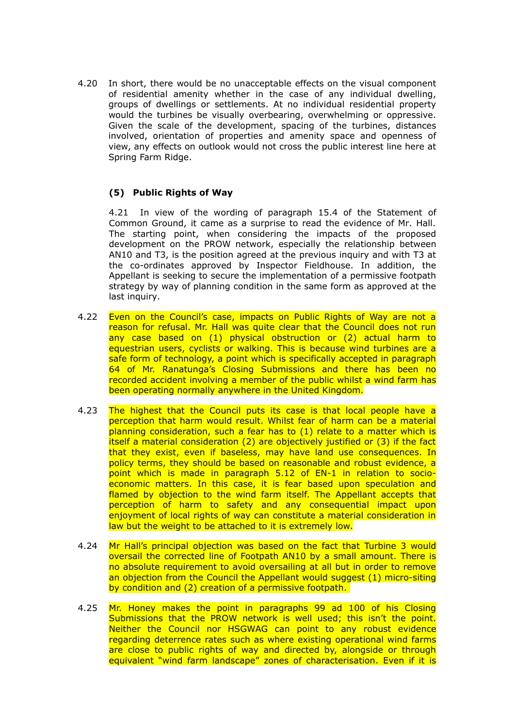4.20 In short, there would be no unacceptable effects on the visual component of residential amenity whether in the case of any individual dwelling, groups of dwellings or settlements. At no individual residential property would the turbines be visually overbearing, overwhelming or oppressive. Given the scale of the development, spacing of the turbines, distances involved, orientation of properties and amenity space and openness of view, any effects on outlook would not cross the public interest line here at Spring Farm Ridge.

**(5) Public Rights of Way**

4.21 In view of the wording of paragraph 15.4 of the Statement of Common Ground, it came as a surprise to read the evidence of Mr. Hall. The starting point, when considering the impacts of the proposed development on the PROW network, especially the relationship between AN10 and T3, is the position agreed at the previous inquiry and with T3 at the co-ordinates approved by Inspector Fieldhouse. In addition, the Appellant is seeking to secure the implementation of a permissive footpath strategy by way of planning condition in the same form as approved at the last inquiry.

4.22 Even on the Council's case, impacts on Public Rights of Way are not a reason for refusal. Mr. Hall was quite clear that the Council does not run any case based on (1) physical obstruction or (2) actual harm to equestrian users, cyclists or walking. This is because wind turbines are a safe form of technology, a point which is specifically accepted in paragraph 64 of Mr. Ranatunga's Closing Submissions and there has been no recorded accident involving a member of the public whilst a wind farm has been operating normally anywhere in the United Kingdom.

4.23 The highest that the Council puts its case is that local people have a perception that harm would result. Whilst fear of harm can be a material planning consideration, such a fear has to (1) relate to a matter which is itself a material consideration (2) are objectively justified or (3) if the fact that they exist, even if baseless, may have land use consequences. In policy terms, they should be based on reasonable and robust evidence, a point which is made in paragraph 5.12 of EN-1 in relation to socio-economic matters. In this case, it is fear based upon speculation and flamed by objection to the wind farm itself. The Appellant accepts that perception of harm to safety and any consequential impact upon enjoyment of local rights of way can constitute a material consideration in law but the weight to be attached to it is extremely low.

4.24 Mr Hall's principal objection was based on the fact that Turbine 3 would oversail the corrected line of Footpath AN10 by a small amount. There is no absolute requirement to avoid oversailing at all but in order to remove an objection from the Council the Appellant would suggest (1) micro-siting by condition and (2) creation of a permissive footpath.

4.25 Mr. Honey makes the point in paragraphs 99 ad 100 of his Closing Submissions that the PROW network is well used; this isn't the point. Neither the Council nor HSGWAG can point to any robust evidence regarding deterrence rates such as where existing operational wind farms are close to public rights of way and directed by, alongside or through equivalent "wind farm landscape" zones of characterisation. Even if it is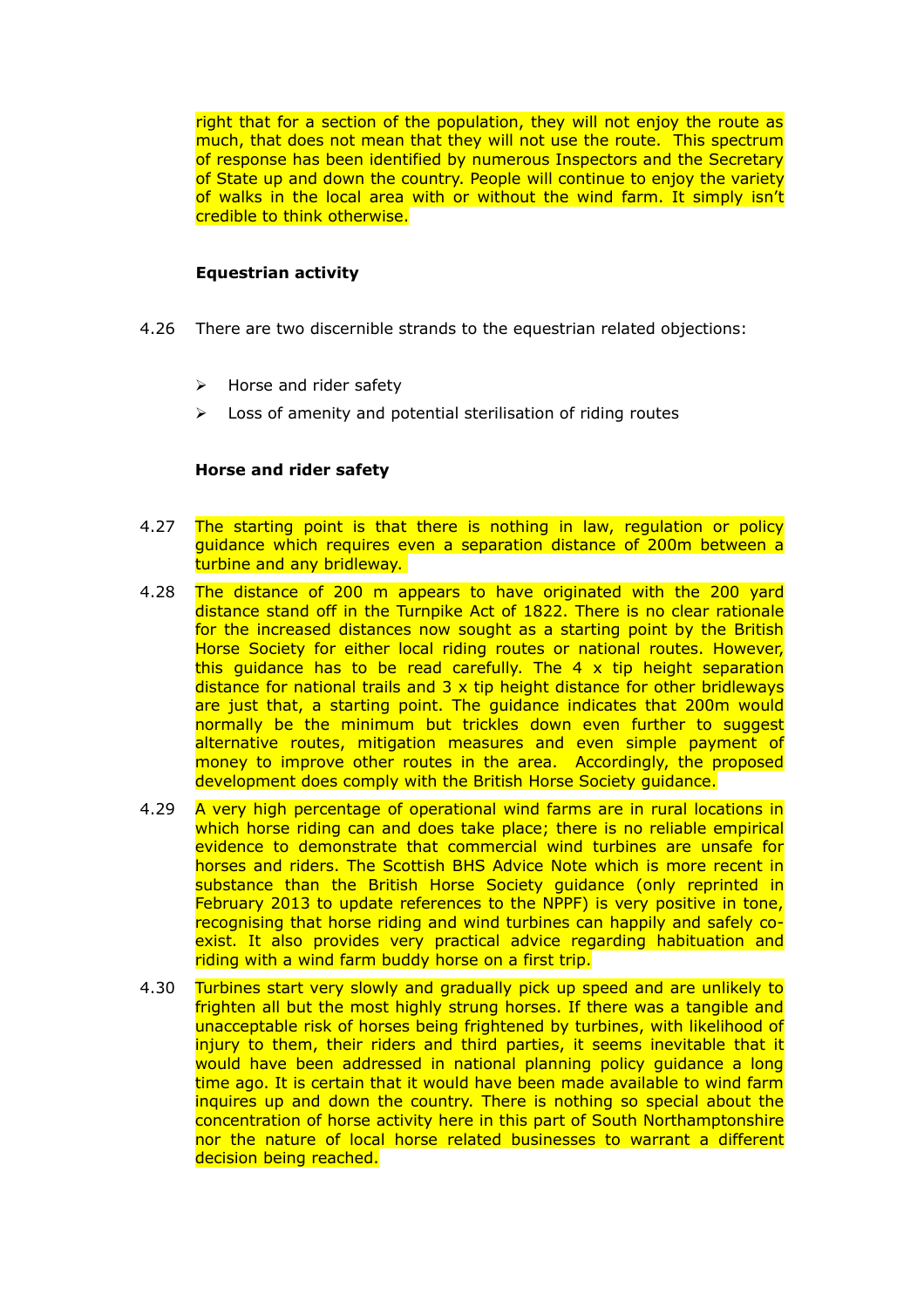right that for a section of the population, they will not enjoy the route as much, that does not mean that they will not use the route. This spectrum of response has been identified by numerous Inspectors and the Secretary of State up and down the country. People will continue to enjoy the variety of walks in the local area with or without the wind farm. It simply isn't credible to think otherwise.

**Equestrian activity**

4.26 There are two discernible strands to the equestrian related objections:

- Horse and rider safety
- Loss of amenity and potential sterilisation of riding routes

**Horse and rider safety**

4.27 The starting point is that there is nothing in law, regulation or policy guidance which requires even a separation distance of 200m between a turbine and any bridleway.

4.28 The distance of 200 m appears to have originated with the 200 yard distance stand off in the Turnpike Act of 1822. There is no clear rationale for the increased distances now sought as a starting point by the British Horse Society for either local riding routes or national routes. However, this guidance has to be read carefully. The 4 x tip height separation distance for national trails and 3 x tip height distance for other bridleways are just that, a starting point. The guidance indicates that 200m would normally be the minimum but trickles down even further to suggest alternative routes, mitigation measures and even simple payment of money to improve other routes in the area. Accordingly, the proposed development does comply with the British Horse Society guidance.

4.29 A very high percentage of operational wind farms are in rural locations in which horse riding can and does take place; there is no reliable empirical evidence to demonstrate that commercial wind turbines are unsafe for horses and riders. The Scottish BHS Advice Note which is more recent in substance than the British Horse Society guidance (only reprinted in February 2013 to update references to the NPPF) is very positive in tone, recognising that horse riding and wind turbines can happily and safely co-exist. It also provides very practical advice regarding habituation and riding with a wind farm buddy horse on a first trip.

4.30 Turbines start very slowly and gradually pick up speed and are unlikely to frighten all but the most highly strung horses. If there was a tangible and unacceptable risk of horses being frightened by turbines, with likelihood of injury to them, their riders and third parties, it seems inevitable that it would have been addressed in national planning policy guidance a long time ago. It is certain that it would have been made available to wind farm inquires up and down the country. There is nothing so special about the concentration of horse activity here in this part of South Northamptonshire nor the nature of local horse related businesses to warrant a different decision being reached.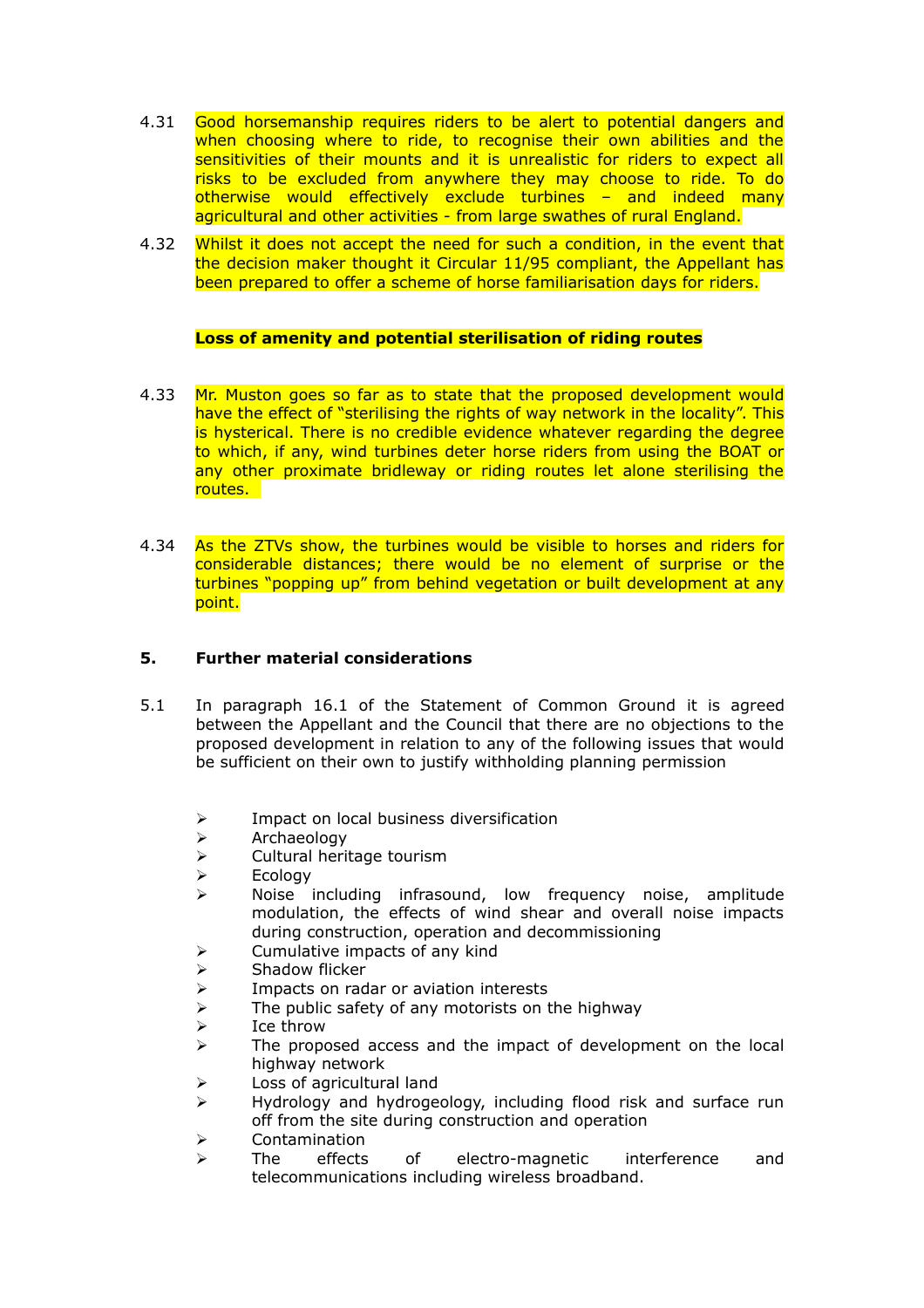4.31 Good horsemanship requires riders to be alert to potential dangers and when choosing where to ride, to recognise their own abilities and the sensitivities of their mounts and it is unrealistic for riders to expect all risks to be excluded from anywhere they may choose to ride. To do otherwise would effectively exclude turbines – and indeed many agricultural and other activities - from large swathes of rural England.

4.32 Whilst it does not accept the need for such a condition, in the event that the decision maker thought it Circular 11/95 compliant, the Appellant has been prepared to offer a scheme of horse familiarisation days for riders.

**Loss of amenity and potential sterilisation of riding routes**

4.33 Mr. Muston goes so far as to state that the proposed development would have the effect of "sterilising the rights of way network in the locality". This is hysterical. There is no credible evidence whatever regarding the degree to which, if any, wind turbines deter horse riders from using the BOAT or any other proximate bridleway or riding routes let alone sterilising the routes.

4.34 As the ZTVs show, the turbines would be visible to horses and riders for considerable distances; there would be no element of surprise or the turbines "popping up" from behind vegetation or built development at any point.

## 5. Further material considerations

5.1 In paragraph 16.1 of the Statement of Common Ground it is agreed between the Appellant and the Council that there are no objections to the proposed development in relation to any of the following issues that would be sufficient on their own to justify withholding planning permission

- Impact on local business diversification
- Archaeology
- Cultural heritage tourism
- Ecology
- Noise including infrasound, low frequency noise, amplitude modulation, the effects of wind shear and overall noise impacts during construction, operation and decommissioning
- Cumulative impacts of any kind
- Shadow flicker
- Impacts on radar or aviation interests
- The public safety of any motorists on the highway
- Ice throw
- The proposed access and the impact of development on the local highway network
- Loss of agricultural land
- Hydrology and hydrogeology, including flood risk and surface run off from the site during construction and operation
- Contamination
- The effects of electro-magnetic interference and telecommunications including wireless broadband.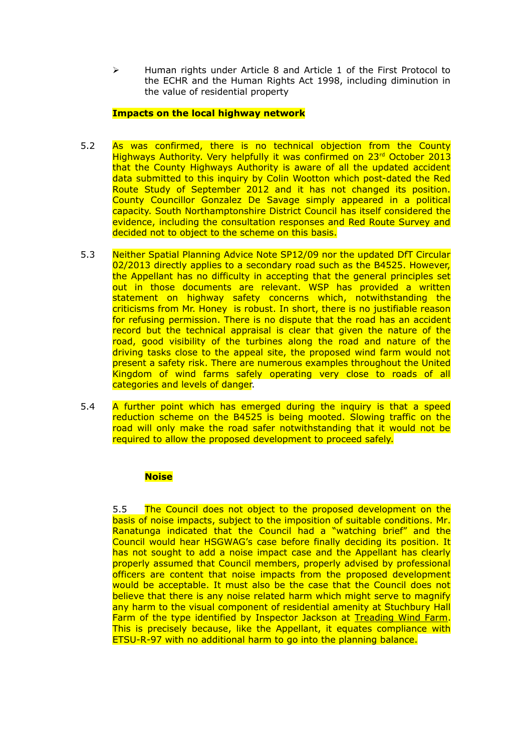- Human rights under Article 8 and Article 1 of the First Protocol to the ECHR and the Human Rights Act 1998, including diminution in the value of residential property

**Impacts on the local highway network**

5.2 As was confirmed, there is no technical objection from the County Highways Authority. Very helpfully it was confirmed on 23rd October 2013 that the County Highways Authority is aware of all the updated accident data submitted to this inquiry by Colin Wootton which post-dated the Red Route Study of September 2012 and it has not changed its position. County Councillor Gonzalez De Savage simply appeared in a political capacity. South Northamptonshire District Council has itself considered the evidence, including the consultation responses and Red Route Survey and decided not to object to the scheme on this basis.

5.3 Neither Spatial Planning Advice Note SP12/09 nor the updated DfT Circular 02/2013 directly applies to a secondary road such as the B4525. However, the Appellant has no difficulty in accepting that the general principles set out in those documents are relevant. WSP has provided a written statement on highway safety concerns which, notwithstanding the criticisms from Mr. Honey is robust. In short, there is no justifiable reason for refusing permission. There is no dispute that the road has an accident record but the technical appraisal is clear that given the nature of the road, good visibility of the turbines along the road and nature of the driving tasks close to the appeal site, the proposed wind farm would not present a safety risk. There are numerous examples throughout the United Kingdom of wind farms safely operating very close to roads of all categories and levels of danger.

5.4 A further point which has emerged during the inquiry is that a speed reduction scheme on the B4525 is being mooted. Slowing traffic on the road will only make the road safer notwithstanding that it would not be required to allow the proposed development to proceed safely.

**Noise**

5.5 The Council does not object to the proposed development on the basis of noise impacts, subject to the imposition of suitable conditions. Mr. Ranatunga indicated that the Council had a "watching brief" and the Council would hear HSGWAG's case before finally deciding its position. It has not sought to add a noise impact case and the Appellant has clearly properly assumed that Council members, properly advised by professional officers are content that noise impacts from the proposed development would be acceptable. It must also be the case that the Council does not believe that there is any noise related harm which might serve to magnify any harm to the visual component of residential amenity at Stuchbury Hall Farm of the type identified by Inspector Jackson at Treading Wind Farm. This is precisely because, like the Appellant, it equates compliance with ETSU-R-97 with no additional harm to go into the planning balance.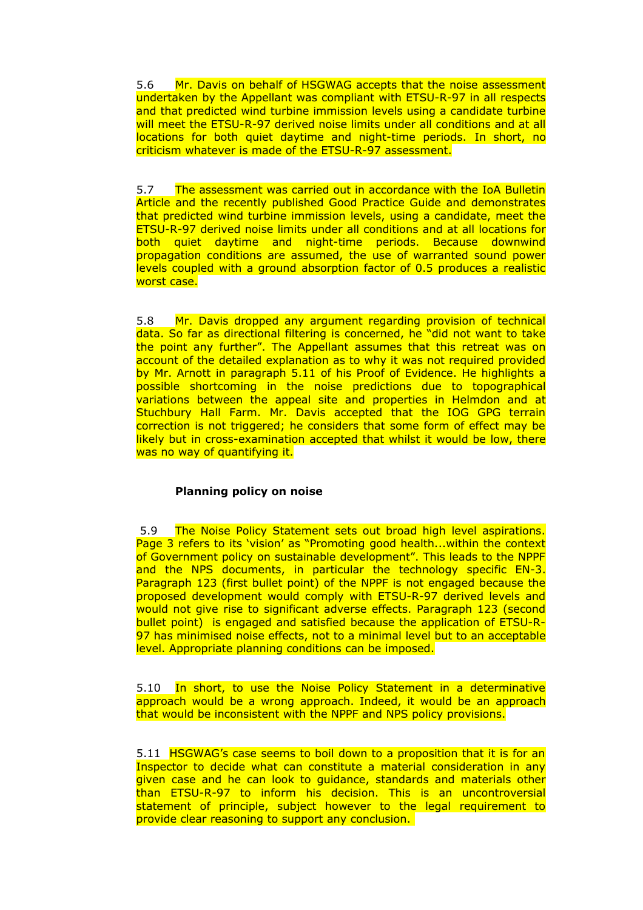5.6 Mr. Davis on behalf of HSGWAG accepts that the noise assessment undertaken by the Appellant was compliant with ETSU-R-97 in all respects and that predicted wind turbine immission levels using a candidate turbine will meet the ETSU-R-97 derived noise limits under all conditions and at all locations for both quiet daytime and night-time periods. In short, no criticism whatever is made of the ETSU-R-97 assessment.

5.7 The assessment was carried out in accordance with the IoA Bulletin Article and the recently published Good Practice Guide and demonstrates that predicted wind turbine immission levels, using a candidate, meet the ETSU-R-97 derived noise limits under all conditions and at all locations for both quiet daytime and night-time periods. Because downwind propagation conditions are assumed, the use of warranted sound power levels coupled with a ground absorption factor of 0.5 produces a realistic worst case.

5.8 Mr. Davis dropped any argument regarding provision of technical data. So far as directional filtering is concerned, he "did not want to take the point any further". The Appellant assumes that this retreat was on account of the detailed explanation as to why it was not required provided by Mr. Arnott in paragraph 5.11 of his Proof of Evidence. He highlights a possible shortcoming in the noise predictions due to topographical variations between the appeal site and properties in Helmdon and at Stuchbury Hall Farm. Mr. Davis accepted that the IOG GPG terrain correction is not triggered; he considers that some form of effect may be likely but in cross-examination accepted that whilst it would be low, there was no way of quantifying it.

**Planning policy on noise**

5.9 The Noise Policy Statement sets out broad high level aspirations. Page 3 refers to its 'vision' as "Promoting good health...within the context of Government policy on sustainable development". This leads to the NPPF and the NPS documents, in particular the technology specific EN-3. Paragraph 123 (first bullet point) of the NPPF is not engaged because the proposed development would comply with ETSU-R-97 derived levels and would not give rise to significant adverse effects. Paragraph 123 (second bullet point) is engaged and satisfied because the application of ETSU-R-97 has minimised noise effects, not to a minimal level but to an acceptable level. Appropriate planning conditions can be imposed.

5.10 In short, to use the Noise Policy Statement in a determinative approach would be a wrong approach. Indeed, it would be an approach that would be inconsistent with the NPPF and NPS policy provisions.

5.11 HSGWAG's case seems to boil down to a proposition that it is for an Inspector to decide what can constitute a material consideration in any given case and he can look to guidance, standards and materials other than ETSU-R-97 to inform his decision. This is an uncontroversial statement of principle, subject however to the legal requirement to provide clear reasoning to support any conclusion.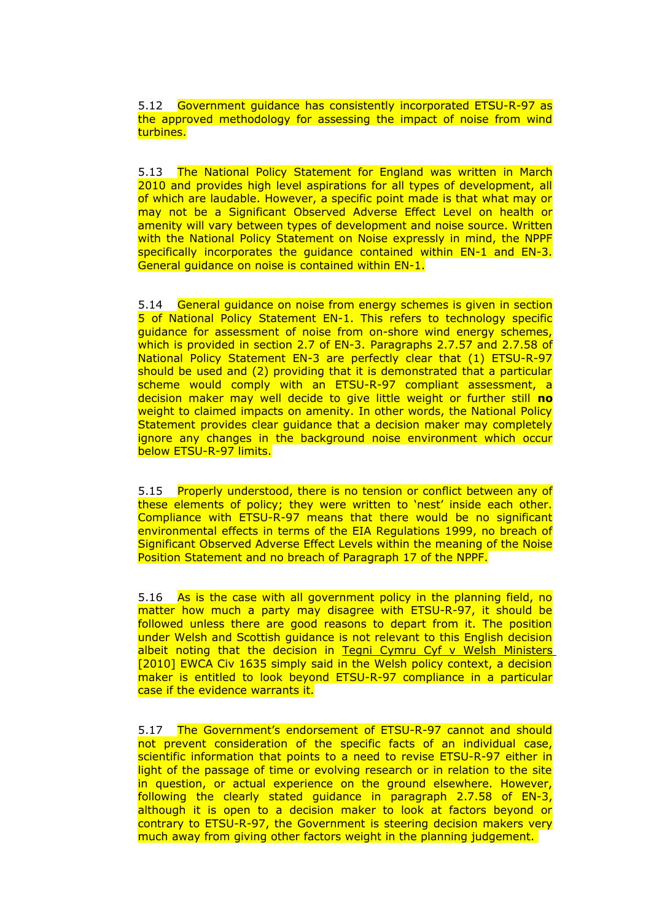5.12 Government guidance has consistently incorporated ETSU-R-97 as the approved methodology for assessing the impact of noise from wind turbines.

5.13 The National Policy Statement for England was written in March 2010 and provides high level aspirations for all types of development, all of which are laudable. However, a specific point made is that what may or may not be a Significant Observed Adverse Effect Level on health or amenity will vary between types of development and noise source. Written with the National Policy Statement on Noise expressly in mind, the NPPF specifically incorporates the guidance contained within EN-1 and EN-3. General guidance on noise is contained within EN-1.

5.14 General guidance on noise from energy schemes is given in section 5 of National Policy Statement EN-1. This refers to technology specific guidance for assessment of noise from on-shore wind energy schemes, which is provided in section 2.7 of EN-3. Paragraphs 2.7.57 and 2.7.58 of National Policy Statement EN-3 are perfectly clear that (1) ETSU-R-97 should be used and (2) providing that it is demonstrated that a particular scheme would comply with an ETSU-R-97 compliant assessment, a decision maker may well decide to give little weight or further still **no** weight to claimed impacts on amenity. In other words, the National Policy Statement provides clear guidance that a decision maker may completely ignore any changes in the background noise environment which occur below ETSU-R-97 limits.

5.15 Properly understood, there is no tension or conflict between any of these elements of policy; they were written to 'nest' inside each other. Compliance with ETSU-R-97 means that there would be no significant environmental effects in terms of the EIA Regulations 1999, no breach of Significant Observed Adverse Effect Levels within the meaning of the Noise Position Statement and no breach of Paragraph 17 of the NPPF.

5.16 As is the case with all government policy in the planning field, no matter how much a party may disagree with ETSU-R-97, it should be followed unless there are good reasons to depart from it. The position under Welsh and Scottish guidance is not relevant to this English decision albeit noting that the decision in Tegni Cymru Cyf v Welsh Ministers [2010] EWCA Civ 1635 simply said in the Welsh policy context, a decision maker is entitled to look beyond ETSU-R-97 compliance in a particular case if the evidence warrants it.

5.17 The Government's endorsement of ETSU-R-97 cannot and should not prevent consideration of the specific facts of an individual case, scientific information that points to a need to revise ETSU-R-97 either in light of the passage of time or evolving research or in relation to the site in question, or actual experience on the ground elsewhere. However, following the clearly stated guidance in paragraph 2.7.58 of EN-3, although it is open to a decision maker to look at factors beyond or contrary to ETSU-R-97, the Government is steering decision makers very much away from giving other factors weight in the planning judgement.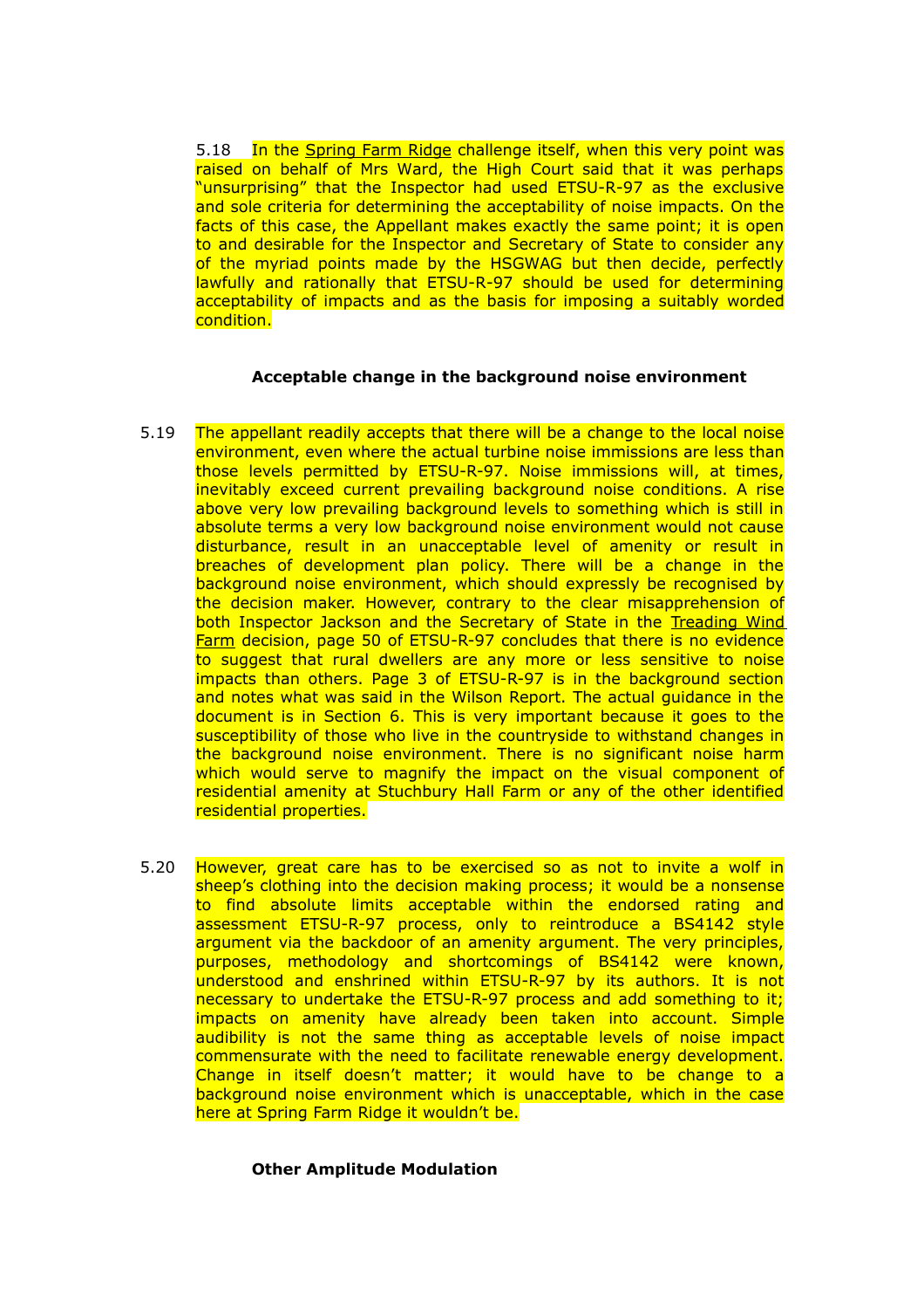5.18 In the Spring Farm Ridge challenge itself, when this very point was raised on behalf of Mrs Ward, the High Court said that it was perhaps "unsurprising" that the Inspector had used ETSU-R-97 as the exclusive and sole criteria for determining the acceptability of noise impacts. On the facts of this case, the Appellant makes exactly the same point; it is open to and desirable for the Inspector and Secretary of State to consider any of the myriad points made by the HSGWAG but then decide, perfectly lawfully and rationally that ETSU-R-97 should be used for determining acceptability of impacts and as the basis for imposing a suitably worded condition.

**Acceptable change in the background noise environment**

5.19 The appellant readily accepts that there will be a change to the local noise environment, even where the actual turbine noise immissions are less than those levels permitted by ETSU-R-97. Noise immissions will, at times, inevitably exceed current prevailing background noise conditions. A rise above very low prevailing background levels to something which is still in absolute terms a very low background noise environment would not cause disturbance, result in an unacceptable level of amenity or result in breaches of development plan policy. There will be a change in the background noise environment, which should expressly be recognised by the decision maker. However, contrary to the clear misapprehension of both Inspector Jackson and the Secretary of State in the Treading Wind Farm decision, page 50 of ETSU-R-97 concludes that there is no evidence to suggest that rural dwellers are any more or less sensitive to noise impacts than others. Page 3 of ETSU-R-97 is in the background section and notes what was said in the Wilson Report. The actual guidance in the document is in Section 6. This is very important because it goes to the susceptibility of those who live in the countryside to withstand changes in the background noise environment. There is no significant noise harm which would serve to magnify the impact on the visual component of residential amenity at Stuchbury Hall Farm or any of the other identified residential properties.

5.20 However, great care has to be exercised so as not to invite a wolf in sheep's clothing into the decision making process; it would be a nonsense to find absolute limits acceptable within the endorsed rating and assessment ETSU-R-97 process, only to reintroduce a BS4142 style argument via the backdoor of an amenity argument. The very principles, purposes, methodology and shortcomings of BS4142 were known, understood and enshrined within ETSU-R-97 by its authors. It is not necessary to undertake the ETSU-R-97 process and add something to it; impacts on amenity have already been taken into account. Simple audibility is not the same thing as acceptable levels of noise impact commensurate with the need to facilitate renewable energy development. Change in itself doesn't matter; it would have to be change to a background noise environment which is unacceptable, which in the case here at Spring Farm Ridge it wouldn't be.

**Other Amplitude Modulation**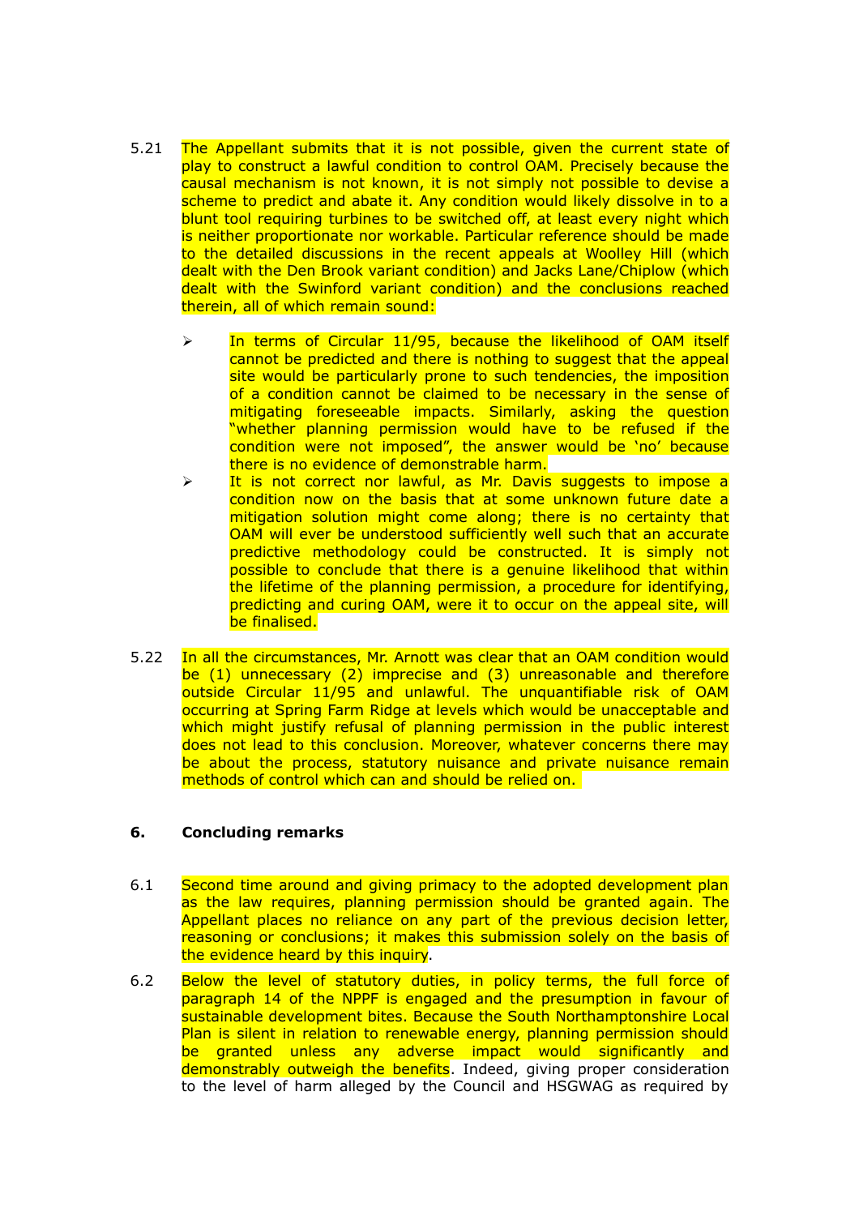5.21 The Appellant submits that it is not possible, given the current state of play to construct a lawful condition to control OAM. Precisely because the causal mechanism is not known, it is not simply not possible to devise a scheme to predict and abate it. Any condition would likely dissolve in to a blunt tool requiring turbines to be switched off, at least every night which is neither proportionate nor workable. Particular reference should be made to the detailed discussions in the recent appeals at Woolley Hill (which dealt with the Den Brook variant condition) and Jacks Lane/Chiplow (which dealt with the Swinford variant condition) and the conclusions reached therein, all of which remain sound:

- In terms of Circular 11/95, because the likelihood of OAM itself cannot be predicted and there is nothing to suggest that the appeal site would be particularly prone to such tendencies, the imposition of a condition cannot be claimed to be necessary in the sense of mitigating foreseeable impacts. Similarly, asking the question "whether planning permission would have to be refused if the condition were not imposed", the answer would be 'no' because there is no evidence of demonstrable harm.
- It is not correct nor lawful, as Mr. Davis suggests to impose a condition now on the basis that at some unknown future date a mitigation solution might come along; there is no certainty that OAM will ever be understood sufficiently well such that an accurate predictive methodology could be constructed. It is simply not possible to conclude that there is a genuine likelihood that within the lifetime of the planning permission, a procedure for identifying, predicting and curing OAM, were it to occur on the appeal site, will be finalised.

5.22 In all the circumstances, Mr. Arnott was clear that an OAM condition would be (1) unnecessary (2) imprecise and (3) unreasonable and therefore outside Circular 11/95 and unlawful. The unquantifiable risk of OAM occurring at Spring Farm Ridge at levels which would be unacceptable and which might justify refusal of planning permission in the public interest does not lead to this conclusion. Moreover, whatever concerns there may be about the process, statutory nuisance and private nuisance remain methods of control which can and should be relied on.

## 6. Concluding remarks

6.1 Second time around and giving primacy to the adopted development plan as the law requires, planning permission should be granted again. The Appellant places no reliance on any part of the previous decision letter, reasoning or conclusions; it makes this submission solely on the basis of the evidence heard by this inquiry.

6.2 Below the level of statutory duties, in policy terms, the full force of paragraph 14 of the NPPF is engaged and the presumption in favour of sustainable development bites. Because the South Northamptonshire Local Plan is silent in relation to renewable energy, planning permission should be granted unless any adverse impact would significantly and demonstrably outweigh the benefits. Indeed, giving proper consideration to the level of harm alleged by the Council and HSGWAG as required by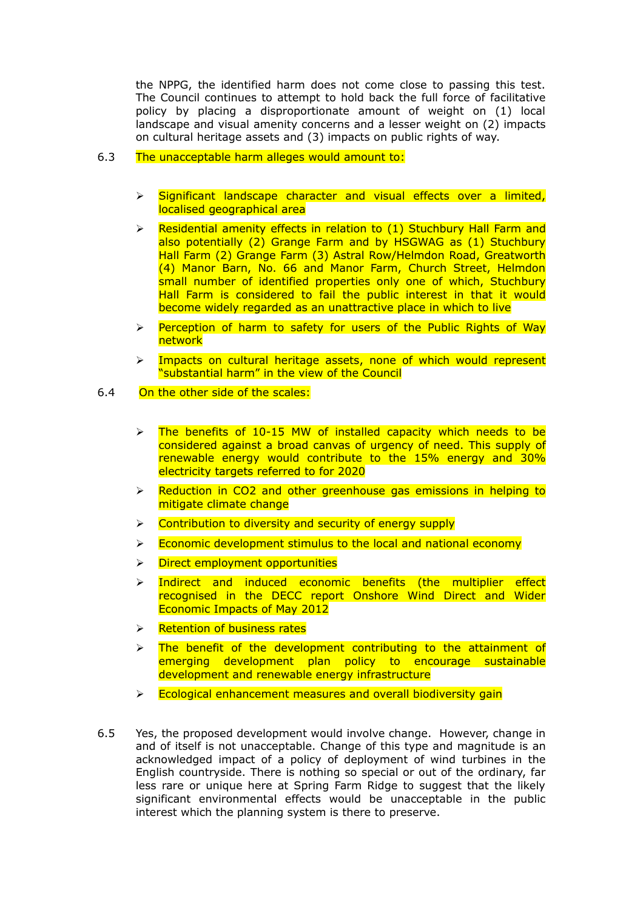the NPPG, the identified harm does not come close to passing this test. The Council continues to attempt to hold back the full force of facilitative policy by placing a disproportionate amount of weight on (1) local landscape and visual amenity concerns and a lesser weight on (2) impacts on cultural heritage assets and (3) impacts on public rights of way.

6.3 The unacceptable harm alleges would amount to:

- Significant landscape character and visual effects over a limited, localised geographical area
- Residential amenity effects in relation to (1) Stuchbury Hall Farm and also potentially (2) Grange Farm and by HSGWAG as (1) Stuchbury Hall Farm (2) Grange Farm (3) Astral Row/Helmdon Road, Greatworth (4) Manor Barn, No. 66 and Manor Farm, Church Street, Helmdon small number of identified properties only one of which, Stuchbury Hall Farm is considered to fail the public interest in that it would become widely regarded as an unattractive place in which to live
- Perception of harm to safety for users of the Public Rights of Way network
- Impacts on cultural heritage assets, none of which would represent "substantial harm" in the view of the Council

6.4 On the other side of the scales:

- The benefits of 10-15 MW of installed capacity which needs to be considered against a broad canvas of urgency of need. This supply of renewable energy would contribute to the 15% energy and 30% electricity targets referred to for 2020
- Reduction in $CO_2$ and other greenhouse gas emissions in helping to mitigate climate change
- Contribution to diversity and security of energy supply
- Economic development stimulus to the local and national economy
- Direct employment opportunities
- Indirect and induced economic benefits (the multiplier effect recognised in the DECC report Onshore Wind Direct and Wider Economic Impacts of May 2012
- Retention of business rates
- The benefit of the development contributing to the attainment of emerging development plan policy to encourage sustainable development and renewable energy infrastructure
- Ecological enhancement measures and overall biodiversity gain

6.5 Yes, the proposed development would involve change. However, change in and of itself is not unacceptable. Change of this type and magnitude is an acknowledged impact of a policy of deployment of wind turbines in the English countryside. There is nothing so special or out of the ordinary, far less rare or unique here at Spring Farm Ridge to suggest that the likely significant environmental effects would be unacceptable in the public interest which the planning system is there to preserve.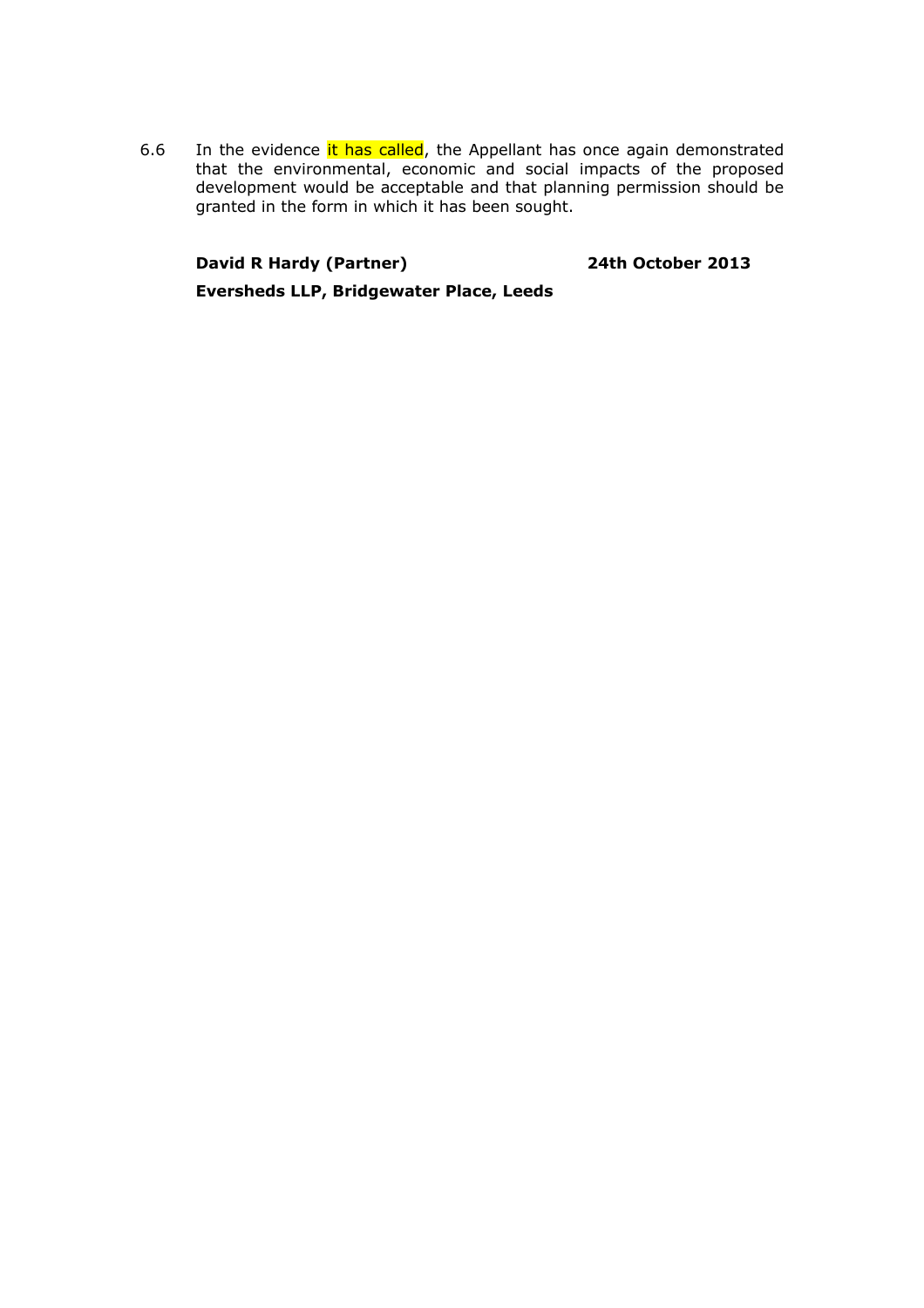6.6 In the evidence it has called, the Appellant has once again demonstrated that the environmental, economic and social impacts of the proposed development would be acceptable and that planning permission should be granted in the form in which it has been sought.

**David R Hardy (Partner)** **24th October 2013**

**Eversheds LLP, Bridgewater Place, Leeds**